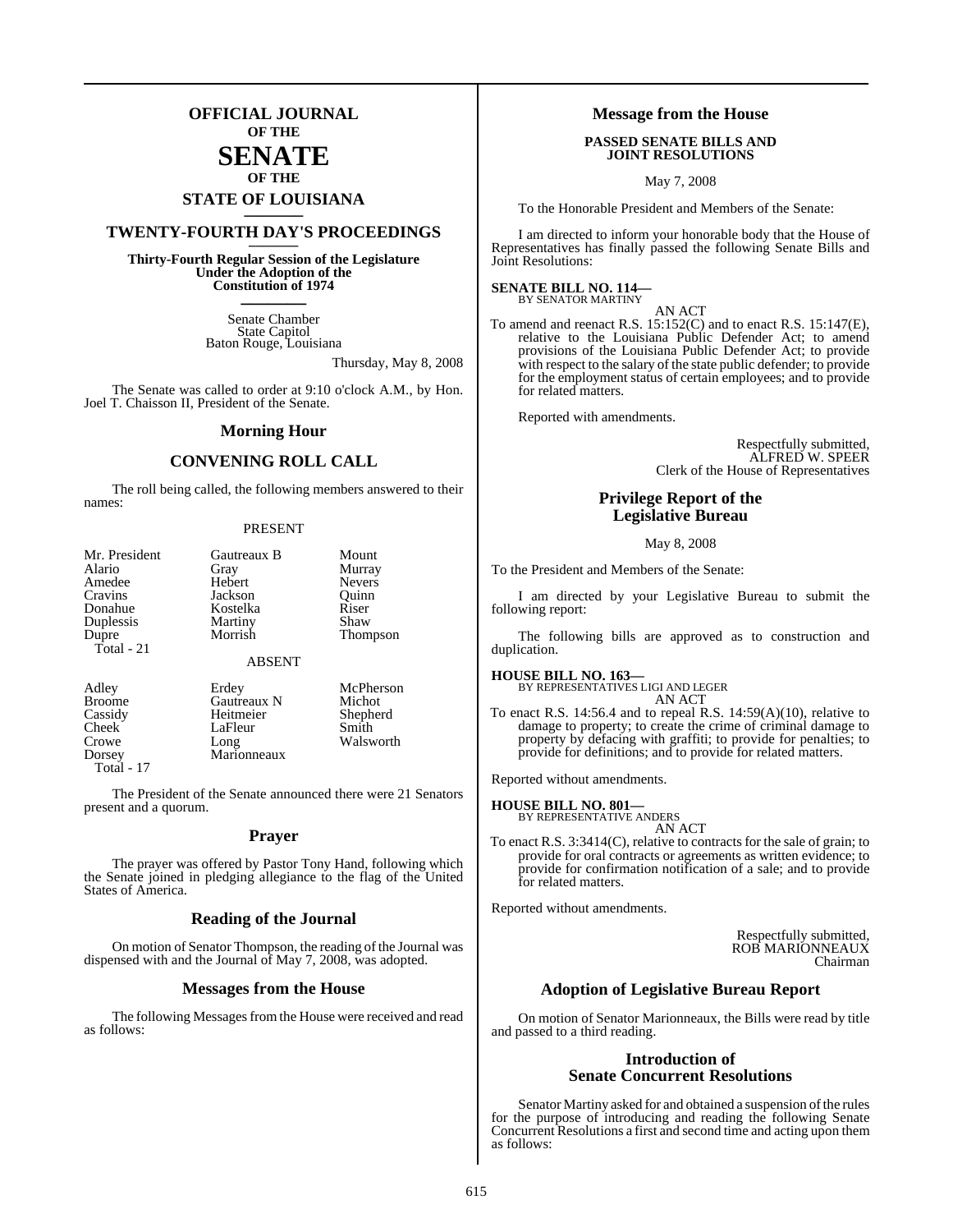# OFFICIAL JOURNAL
OF THE
# SENATE
OF THE
## STATE OF LOUISIANA

## TWENTY-FOURTH DAY'S PROCEEDINGS

**Thirty-Fourth Regular Session of the Legislature**
**Under the Adoption of the**
**Constitution of 1974**

Senate Chamber
State Capitol
Baton Rouge, Louisiana

Thursday, May 8, 2008

The Senate was called to order at 9:10 o'clock A.M., by Hon. Joel T. Chaisson II, President of the Senate.

## Morning Hour

## CONVENING ROLL CALL

The roll being called, the following members answered to their names:

PRESENT

| | | |
|---|---|---|
| Mr. President | Gautreaux B | Mount |
| Alario | Gray | Murray |
| Amedee | Hebert | Nevers |
| Cravins | Jackson | Quinn |
| Donahue | Kostelka | Riser |
| Duplessis | Martiny | Shaw |
| Dupre | Morrish | Thompson |
| Total - 21 | | |

ABSENT

| | | |
|---|---|---|
| Adley | Erdey | McPherson |
| Broome | Gautreaux N | Michot |
| Cassidy | Heitmeier | Shepherd |
| Cheek | LaFleur | Smith |
| Crowe | Long | Walsworth |
| Dorsey | Marionneaux | |
| Total - 17 | | |

The President of the Senate announced there were 21 Senators present and a quorum.

## Prayer

The prayer was offered by Pastor Tony Hand, following which the Senate joined in pledging allegiance to the flag of the United States of America.

## Reading of the Journal

On motion of Senator Thompson, the reading of the Journal was dispensed with and the Journal of May 7, 2008, was adopted.

## Messages from the House

The following Messages from the House were received and read as follows:

## Message from the House

**PASSED SENATE BILLS AND JOINT RESOLUTIONS**

May 7, 2008

To the Honorable President and Members of the Senate:

I am directed to inform your honorable body that the House of Representatives has finally passed the following Senate Bills and Joint Resolutions:

**SENATE BILL NO. 114—**
BY SENATOR MARTINY

AN ACT

To amend and reenact R.S. 15:152(C) and to enact R.S. 15:147(E), relative to the Louisiana Public Defender Act; to amend provisions of the Louisiana Public Defender Act; to provide with respect to the salary of the state public defender; to provide for the employment status of certain employees; and to provide for related matters.

Reported with amendments.

Respectfully submitted,
ALFRED W. SPEER
Clerk of the House of Representatives

## Privilege Report of the Legislative Bureau

May 8, 2008

To the President and Members of the Senate:

I am directed by your Legislative Bureau to submit the following report:

The following bills are approved as to construction and duplication.

**HOUSE BILL NO. 163—**
BY REPRESENTATIVES LIGI AND LEGER

AN ACT

To enact R.S. 14:56.4 and to repeal R.S. 14:59(A)(10), relative to damage to property; to create the crime of criminal damage to property by defacing with graffiti; to provide for penalties; to provide for definitions; and to provide for related matters.

Reported without amendments.

**HOUSE BILL NO. 801—**
BY REPRESENTATIVE ANDERS

AN ACT

To enact R.S. 3:3414(C), relative to contracts for the sale of grain; to provide for oral contracts or agreements as written evidence; to provide for confirmation notification of a sale; and to provide for related matters.

Reported without amendments.

Respectfully submitted,
ROB MARIONNEAUX
Chairman

## Adoption of Legislative Bureau Report

On motion of Senator Marionneaux, the Bills were read by title and passed to a third reading.

## Introduction of Senate Concurrent Resolutions

Senator Martiny asked for and obtained a suspension of the rules for the purpose of introducing and reading the following Senate Concurrent Resolutions a first and second time and acting upon them as follows: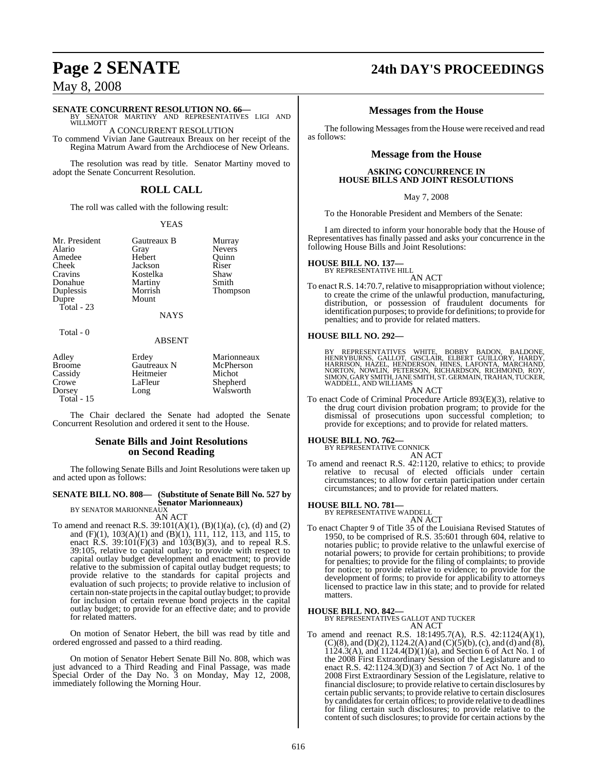**SENATE CONCURRENT RESOLUTION NO. 66—**
BY SENATOR MARTINY AND REPRESENTATIVES LIGI AND WILLMOTT

A CONCURRENT RESOLUTION

To commend Vivian Jane Gautreaux Breaux on her receipt of the Regina Matrum Award from the Archdiocese of New Orleans.

The resolution was read by title. Senator Martiny moved to adopt the Senate Concurrent Resolution.

## ROLL CALL

The roll was called with the following result:

YEAS

| | | |
|---|---|---|
| Mr. President | Gautreaux B | Murray |
| Alario | Gray | Nevers |
| Amedee | Hebert | Quinn |
| Cheek | Jackson | Riser |
| Cravins | Kostelka | Shaw |
| Donahue | Martiny | Smith |
| Duplessis | Morrish | Thompson |
| Dupre | Mount | |

Total - 23

NAYS

Total - 0

ABSENT

| | | |
|---|---|---|
| Adley | Erdey | Marionneaux |
| Broome | Gautreaux N | McPherson |
| Cassidy | Heitmeier | Michot |
| Crowe | LaFleur | Shepherd |
| Dorsey | Long | Walsworth |

Total - 15

The Chair declared the Senate had adopted the Senate Concurrent Resolution and ordered it sent to the House.

## Senate Bills and Joint Resolutions on Second Reading

The following Senate Bills and Joint Resolutions were taken up and acted upon as follows:

**SENATE BILL NO. 808— (Substitute of Senate Bill No. 527 by Senator Marionneaux)**
BY SENATOR MARIONNEAUX

AN ACT

To amend and reenact R.S. 39:101(A)(1), (B)(1)(a), (c), (d) and (2) and (F)(1), 103(A)(1) and (B)(1), 111, 112, 113, and 115, to enact R.S. 39:101(F)(3) and 103(B)(3), and to repeal R.S. 39:105, relative to capital outlay; to provide with respect to capital outlay budget development and enactment; to provide relative to the submission of capital outlay budget requests; to provide relative to the standards for capital projects and evaluation of such projects; to provide relative to inclusion of certain non-state projects in the capital outlay budget; to provide for inclusion of certain revenue bond projects in the capital outlay budget; to provide for an effective date; and to provide for related matters.

On motion of Senator Hebert, the bill was read by title and ordered engrossed and passed to a third reading.

On motion of Senator Hebert Senate Bill No. 808, which was just advanced to a Third Reading and Final Passage, was made Special Order of the Day No. 3 on Monday, May 12, 2008, immediately following the Morning Hour.

## Messages from the House

The following Messages from the House were received and read as follows:

## Message from the House

**ASKING CONCURRENCE IN HOUSE BILLS AND JOINT RESOLUTIONS**

May 7, 2008

To the Honorable President and Members of the Senate:

I am directed to inform your honorable body that the House of Representatives has finally passed and asks your concurrence in the following House Bills and Joint Resolutions:

**HOUSE BILL NO. 137—**
BY REPRESENTATIVE HILL

AN ACT

To enact R.S. 14:70.7, relative to misappropriation without violence; to create the crime of the unlawful production, manufacturing, distribution, or possession of fraudulent documents for identification purposes; to provide for definitions; to provide for penalties; and to provide for related matters.

**HOUSE BILL NO. 292—**
BY REPRESENTATIVES WHITE, BOBBY BADON, BALDONE, HENRYBURNS, GALLOT, GISCLAIR, ELBERT GUILLORY, HARDY, HARRISON, HAZEL, HENDERSON, HINES, LAFONTA, MARCHAND, NORTON, NOWLIN, PETERSON, RICHARDSON, RICHMOND, ROY, SIMON, GARY SMITH, JANE SMITH, ST. GERMAIN, TRAHAN, TUCKER, WADDELL, AND WILLIAMS

AN ACT

To enact Code of Criminal Procedure Article 893(E)(3), relative to the drug court division probation program; to provide for the dismissal of prosecutions upon successful completion; to provide for exceptions; and to provide for related matters.

**HOUSE BILL NO. 762—**
BY REPRESENTATIVE CONNICK

AN ACT

To amend and reenact R.S. 42:1120, relative to ethics; to provide relative to recusal of elected officials under certain circumstances; to allow for certain participation under certain circumstances; and to provide for related matters.

**HOUSE BILL NO. 781—**
BY REPRESENTATIVE WADDELL

AN ACT

To enact Chapter 9 of Title 35 of the Louisiana Revised Statutes of 1950, to be comprised of R.S. 35:601 through 604, relative to notaries public; to provide relative to the unlawful exercise of notarial powers; to provide for certain prohibitions; to provide for penalties; to provide for the filing of complaints; to provide for notice; to provide relative to evidence; to provide for the development of forms; to provide for applicability to attorneys licensed to practice law in this state; and to provide for related matters.

**HOUSE BILL NO. 842—**
BY REPRESENTATIVES GALLOT AND TUCKER

AN ACT

To amend and reenact R.S. 18:1495.7(A), R.S. 42:1124(A)(1), (C)(8), and (D)(2), 1124.2(A) and (C)(5)(b), (c), and (d) and (8), 1124.3(A), and 1124.4(D)(1)(a), and Section 6 of Act No. 1 of the 2008 First Extraordinary Session of the Legislature and to enact R.S. 42:1124.3(D)(3) and Section 7 of Act No. 1 of the 2008 First Extraordinary Session of the Legislature, relative to financial disclosure; to provide relative to certain disclosures by certain public servants; to provide relative to certain disclosures by candidates for certain offices; to provide relative to deadlines for filing certain such disclosures; to provide relative to the content of such disclosures; to provide for certain actions by the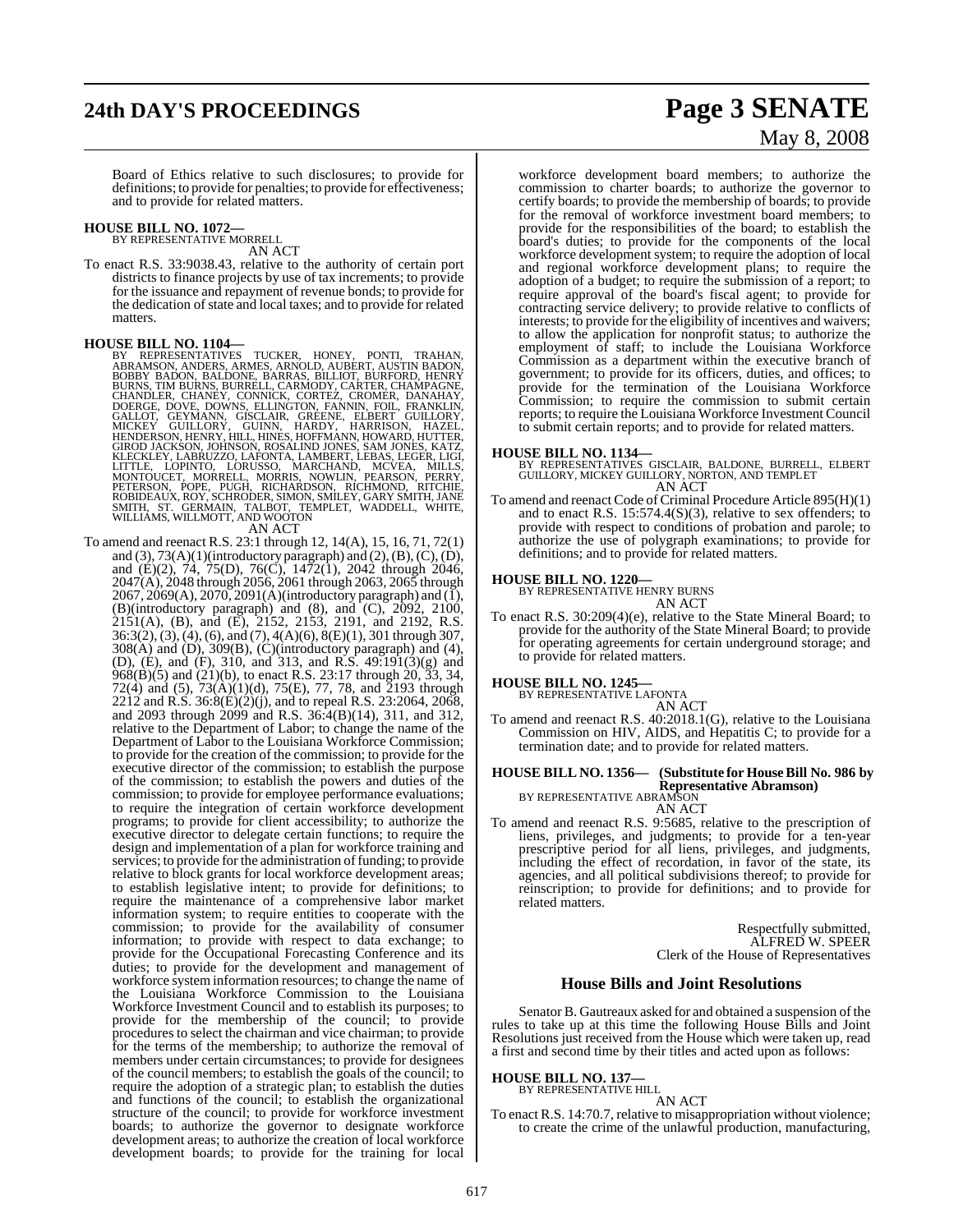Board of Ethics relative to such disclosures; to provide for definitions; to provide for penalties; to provide for effectiveness; and to provide for related matters.

**HOUSE BILL NO. 1072—**
BY REPRESENTATIVE MORRELL
AN ACT

To enact R.S. 33:9038.43, relative to the authority of certain port districts to finance projects by use of tax increments; to provide for the issuance and repayment of revenue bonds; to provide for the dedication of state and local taxes; and to provide for related matters.

**HOUSE BILL NO. 1104—**
BY REPRESENTATIVES TUCKER, HONEY, PONTI, TRAHAN, ABRAMSON, ANDERS, ARMES, ARNOLD, AUBERT, AUSTIN BADON, BOBBY BADON, BALDONE, BARRAS, BILLIOT, BURFORD, HENRY BURNS, TIM BURNS, BURRELL, CARMODY, CARTER, CHAMPAGNE, CHANDLER, CHANEY, CONNICK, CORTEZ, CROMER, DANAHAY, DOERGE, DOVE, DOWNS, ELLINGTON, FANNIN, FOIL, FRANKLIN, GALLOT, GEYMANN, GISCLAIR, GREENE, ELBERT GUILLORY, MICKEY GUILLORY, GUINN, HARDY, HARRISON, HAZEL, HENDERSON, HENRY, HILL, HINES, HOFFMANN, HOWARD, HUTTER, GIROD JACKSON, JOHNSON, ROSALIND JONES, SAM JONES, KATZ, KLECKLEY, LABRUZZO, LAFONTA, LAMBERT, LEBAS, LEGER, LIGI, LITTLE, LOPINTO, LORUSSO, MARCHAND, MCVEA, MILLS, MONTOUCET, MORRELL, MORRIS, NOWLIN, PEARSON, PERRY, PETERSON, POPE, PUGH, RICHARDSON, RICHMOND, RITCHIE, ROBIDEAUX, ROY, SCHRODER, SIMON, SMILEY, GARY SMITH, JANE SMITH, ST. GERMAIN, TALBOT, TEMPLET, WADDELL, WHITE, WILLIAMS, WILLMOTT, AND WOOTON
AN ACT

To amend and reenact R.S. 23:1 through 12, 14(A), 15, 16, 71, 72(1) and (3), 73(A)(1)(introductory paragraph) and (2), (B), (C), (D), and (E)(2), 74, 75(D), 76(C), 1472(1), 2042 through 2046, 2047(A), 2048 through 2056, 2061 through 2063, 2065 through 2067, 2069(A), 2070, 2091(A)(introductory paragraph) and (1), (B)(introductory paragraph) and (8), and (C), 2092, 2100, 2151(A), (B), and (E), 2152, 2153, 2191, and 2192, R.S. 36:3(2), (3), (4), (6), and (7), 4(A)(6), 8(E)(1), 301 through 307, 308(A) and (D), 309(B), (C)(introductory paragraph) and (4), (D), (E), and (F), 310, and 313, and R.S. 49:191(3)(g) and 968(B)(5) and (21)(b), to enact R.S. 23:17 through 20, 33, 34, 72(4) and (5), 73(A)(1)(d), 75(E), 77, 78, and 2193 through 2212 and R.S. 36:8(E)(2)(j), and to repeal R.S. 23:2064, 2068, and 2093 through 2099 and R.S. 36:4(B)(14), 311, and 312, relative to the Department of Labor; to change the name of the Department of Labor to the Louisiana Workforce Commission; to provide for the creation of the commission; to provide for the executive director of the commission; to establish the purpose of the commission; to establish the powers and duties of the commission; to provide for employee performance evaluations; to require the integration of certain workforce development programs; to provide for client accessibility; to authorize the executive director to delegate certain functions; to require the design and implementation of a plan for workforce training and services; to provide for the administration of funding; to provide relative to block grants for local workforce development areas; to establish legislative intent; to provide for definitions; to require the maintenance of a comprehensive labor market information system; to require entities to cooperate with the commission; to provide for the availability of consumer information; to provide with respect to data exchange; to provide for the Occupational Forecasting Conference and its duties; to provide for the development and management of workforce system information resources; to change the name of the Louisiana Workforce Commission to the Louisiana Workforce Investment Council and to establish its purposes; to provide for the membership of the council; to provide procedures to select the chairman and vice chairman; to provide for the terms of the membership; to authorize the removal of members under certain circumstances; to provide for designees of the council members; to establish the goals of the council; to require the adoption of a strategic plan; to establish the duties and functions of the council; to establish the organizational structure of the council; to provide for workforce investment boards; to authorize the governor to designate workforce development areas; to authorize the creation of local workforce development boards; to provide for the training for local workforce development board members; to authorize the commission to charter boards; to authorize the governor to certify boards; to provide the membership of boards; to provide for the removal of workforce investment board members; to provide for the responsibilities of the board; to establish the board's duties; to provide for the components of the local workforce development system; to require the adoption of local and regional workforce development plans; to require the adoption of a budget; to require the submission of a report; to require approval of the board's fiscal agent; to provide for contracting service delivery; to provide relative to conflicts of interests; to provide for the eligibility of incentives and waivers; to allow the application for nonprofit status; to authorize the employment of staff; to include the Louisiana Workforce Commission as a department within the executive branch of government; to provide for its officers, duties, and offices; to provide for the termination of the Louisiana Workforce Commission; to require the commission to submit certain reports; to require the Louisiana Workforce Investment Council to submit certain reports; and to provide for related matters.

**HOUSE BILL NO. 1134—**
BY REPRESENTATIVES GISCLAIR, BALDONE, BURRELL, ELBERT GUILLORY, MICKEY GUILLORY, NORTON, AND TEMPLET
AN ACT

To amend and reenact Code of Criminal Procedure Article 895(H)(1) and to enact R.S. 15:574.4(S)(3), relative to sex offenders; to provide with respect to conditions of probation and parole; to authorize the use of polygraph examinations; to provide for definitions; and to provide for related matters.

**HOUSE BILL NO. 1220—**
BY REPRESENTATIVE HENRY BURNS
AN ACT

To enact R.S. 30:209(4)(e), relative to the State Mineral Board; to provide for the authority of the State Mineral Board; to provide for operating agreements for certain underground storage; and to provide for related matters.

**HOUSE BILL NO. 1245—**
BY REPRESENTATIVE LAFONTA
AN ACT

To amend and reenact R.S. 40:2018.1(G), relative to the Louisiana Commission on HIV, AIDS, and Hepatitis C; to provide for a termination date; and to provide for related matters.

**HOUSE BILL NO. 1356— (Substitute for House Bill No. 986 by Representative Abramson)**
BY REPRESENTATIVE ABRAMSON
AN ACT

To amend and reenact R.S. 9:5685, relative to the prescription of liens, privileges, and judgments; to provide for a ten-year prescriptive period for all liens, privileges, and judgments, including the effect of recordation, in favor of the state, its agencies, and all political subdivisions thereof; to provide for reinscription; to provide for definitions; and to provide for related matters.

Respectfully submitted,
ALFRED W. SPEER
Clerk of the House of Representatives

## House Bills and Joint Resolutions

Senator B. Gautreaux asked for and obtained a suspension of the rules to take up at this time the following House Bills and Joint Resolutions just received from the House which were taken up, read a first and second time by their titles and acted upon as follows:

**HOUSE BILL NO. 137—**
BY REPRESENTATIVE HILL
AN ACT

To enact R.S. 14:70.7, relative to misappropriation without violence; to create the crime of the unlawful production, manufacturing,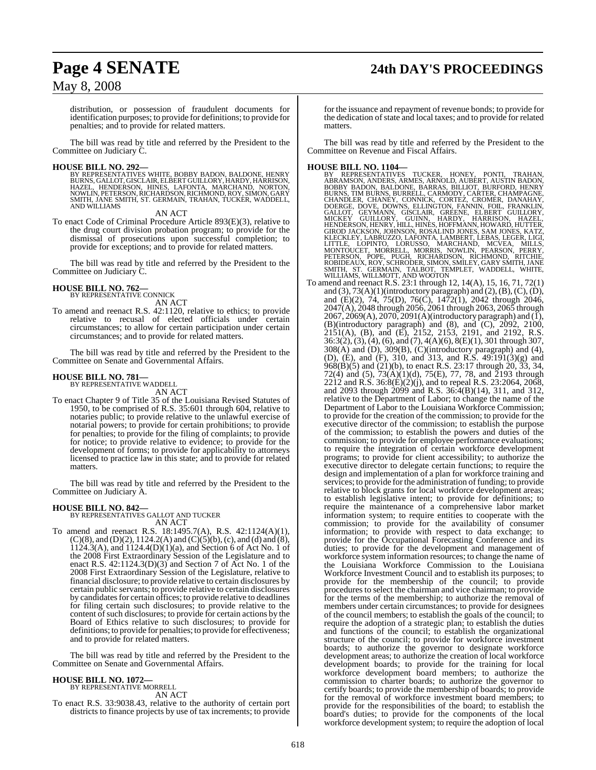distribution, or possession of fraudulent documents for identification purposes; to provide for definitions; to provide for penalties; and to provide for related matters.

The bill was read by title and referred by the President to the Committee on Judiciary C.

**HOUSE BILL NO. 292—**
BY REPRESENTATIVES WHITE, BOBBY BADON, BALDONE, HENRY BURNS, GALLOT, GISCLAIR, ELBERT GUILLORY, HARDY, HARRISON, HAZEL, HENDERSON, HINES, LAFONTA, MARCHAND, NORTON, NOWLIN, PETERSON, RICHARDSON, RICHMOND, ROY, SIMON, GARY SMITH, JANE SMITH, ST. GERMAIN, TRAHAN, TUCKER, WADDELL, AND WILLIAMS

AN ACT

To enact Code of Criminal Procedure Article 893(E)(3), relative to the drug court division probation program; to provide for the dismissal of prosecutions upon successful completion; to provide for exceptions; and to provide for related matters.

The bill was read by title and referred by the President to the Committee on Judiciary C.

**HOUSE BILL NO. 762—**
BY REPRESENTATIVE CONNICK

AN ACT

To amend and reenact R.S. 42:1120, relative to ethics; to provide relative to recusal of elected officials under certain circumstances; to allow for certain participation under certain circumstances; and to provide for related matters.

The bill was read by title and referred by the President to the Committee on Senate and Governmental Affairs.

**HOUSE BILL NO. 781—**
BY REPRESENTATIVE WADDELL

AN ACT

To enact Chapter 9 of Title 35 of the Louisiana Revised Statutes of 1950, to be comprised of R.S. 35:601 through 604, relative to notaries public; to provide relative to the unlawful exercise of notarial powers; to provide for certain prohibitions; to provide for penalties; to provide for the filing of complaints; to provide for notice; to provide relative to evidence; to provide for the development of forms; to provide for applicability to attorneys licensed to practice law in this state; and to provide for related matters.

The bill was read by title and referred by the President to the Committee on Judiciary A.

**HOUSE BILL NO. 842—**
BY REPRESENTATIVES GALLOT AND TUCKER

AN ACT

To amend and reenact R.S. 18:1495.7(A), R.S. 42:1124(A)(1), (C)(8), and (D)(2), 1124.2(A) and (C)(5)(b), (c), and (d) and (8), 1124.3(A), and 1124.4(D)(1)(a), and Section 6 of Act No. 1 of the 2008 First Extraordinary Session of the Legislature and to enact R.S. 42:1124.3(D)(3) and Section 7 of Act No. 1 of the 2008 First Extraordinary Session of the Legislature, relative to financial disclosure; to provide relative to certain disclosures by certain public servants; to provide relative to certain disclosures by candidates for certain offices; to provide relative to deadlines for filing certain such disclosures; to provide relative to the content of such disclosures; to provide for certain actions by the Board of Ethics relative to such disclosures; to provide for definitions; to provide for penalties; to provide for effectiveness; and to provide for related matters.

The bill was read by title and referred by the President to the Committee on Senate and Governmental Affairs.

**HOUSE BILL NO. 1072—**
BY REPRESENTATIVE MORRELL

AN ACT

To enact R.S. 33:9038.43, relative to the authority of certain port districts to finance projects by use of tax increments; to provide for the issuance and repayment of revenue bonds; to provide for the dedication of state and local taxes; and to provide for related matters.

The bill was read by title and referred by the President to the Committee on Revenue and Fiscal Affairs.

**HOUSE BILL NO. 1104—**
BY REPRESENTATIVES TUCKER, HONEY, PONTI, TRAHAN, ABRAMSON, ANDERS, ARMES, ARNOLD, AUBERT, AUSTIN BADON, BOBBY BADON, BALDONE, BARRAS, BILLIOT, BURFORD, HENRY BURNS, TIM BURNS, BURRELL, CARMODY, CARTER, CHAMPAGNE, CHANDLER, CHANEY, CONNICK, CORTEZ, CROMER, DANAHAY, DOERGE, DOVE, DOWNS, ELLINGTON, FANNIN, FOIL, FRANKLIN, GALLOT, GEYMANN, GISCLAIR, GREENE, ELBERT GUILLORY, MICKEY GUILLORY, GUINN, HARDY, HARRISON, HAZEL, HENDERSON, HENRY, HILL, HINES, HOFFMANN, HOWARD, HUTTER, GIROD JACKSON, JOHNSON, ROSALIND JONES, SAM JONES, KATZ, KLECKLEY, LABRUZZO, LAFONTA, LAMBERT, LEBAS, LEGER, LIGI, LITTLE, LOPINTO, LORUSSO, MARCHAND, MCVEA, MILLS, MONTOUCET, MORRELL, MORRIS, NOWLIN, PEARSON, PERRY, PETERSON, POPE, PUGH, RICHARDSON, RICHMOND, RITCHIE, ROBIDEAUX, ROY, SCHRODER, SIMON, SMILEY, GARY SMITH, JANE SMITH, ST. GERMAIN, TALBOT, TEMPLET, WADDELL, WHITE, WILLIAMS, WILLMOTT, AND WOOTON

To amend and reenact R.S. 23:1 through 12, 14(A), 15, 16, 71, 72(1) and (3), 73(A)(1)(introductory paragraph) and (2), (B), (C), (D), and (E)(2), 74, 75(D), 76(C), 1472(1), 2042 through 2046, 2047(A), 2048 through 2056, 2061 through 2063, 2065 through 2067, 2069(A), 2070, 2091(A)(introductory paragraph) and (1), (B)(introductory paragraph) and (8), and (C), 2092, 2100, 2151(A), (B), and (E), 2152, 2153, 2191, and 2192, R.S. 36:3(2), (3), (4), (6), and (7), 4(A)(6), 8(E)(1), 301 through 307, 308(A) and (D), 309(B), (C)(introductory paragraph) and (4), (D), (E), and (F), 310, and 313, and R.S. 49:191(3)(g) and 968(B)(5) and (21)(b), to enact R.S. 23:17 through 20, 33, 34, 72(4) and (5), 73(A)(1)(d), 75(E), 77, 78, and 2193 through 2212 and R.S. 36:8(E)(2)(j), and to repeal R.S. 23:2064, 2068, and 2093 through 2099 and R.S. 36:4(B)(14), 311, and 312, relative to the Department of Labor; to change the name of the Department of Labor to the Louisiana Workforce Commission; to provide for the creation of the commission; to provide for the executive director of the commission; to establish the purpose of the commission; to establish the powers and duties of the commission; to provide for employee performance evaluations; to require the integration of certain workforce development programs; to provide for client accessibility; to authorize the executive director to delegate certain functions; to require the design and implementation of a plan for workforce training and services; to provide for the administration of funding; to provide relative to block grants for local workforce development areas; to establish legislative intent; to provide for definitions; to require the maintenance of a comprehensive labor market information system; to require entities to cooperate with the commission; to provide for the availability of consumer information; to provide with respect to data exchange; to provide for the Occupational Forecasting Conference and its duties; to provide for the development and management of workforce system information resources; to change the name of the Louisiana Workforce Commission to the Louisiana Workforce Investment Council and to establish its purposes; to provide for the membership of the council; to provide procedures to select the chairman and vice chairman; to provide for the terms of the membership; to authorize the removal of members under certain circumstances; to provide for designees of the council members; to establish the goals of the council; to require the adoption of a strategic plan; to establish the duties and functions of the council; to establish the organizational structure of the council; to provide for workforce investment boards; to authorize the governor to designate workforce development areas; to authorize the creation of local workforce development boards; to provide for the training for local workforce development board members; to authorize the commission to charter boards; to authorize the governor to certify boards; to provide the membership of boards; to provide for the removal of workforce investment board members; to provide for the responsibilities of the board; to establish the board's duties; to provide for the components of the local workforce development system; to require the adoption of local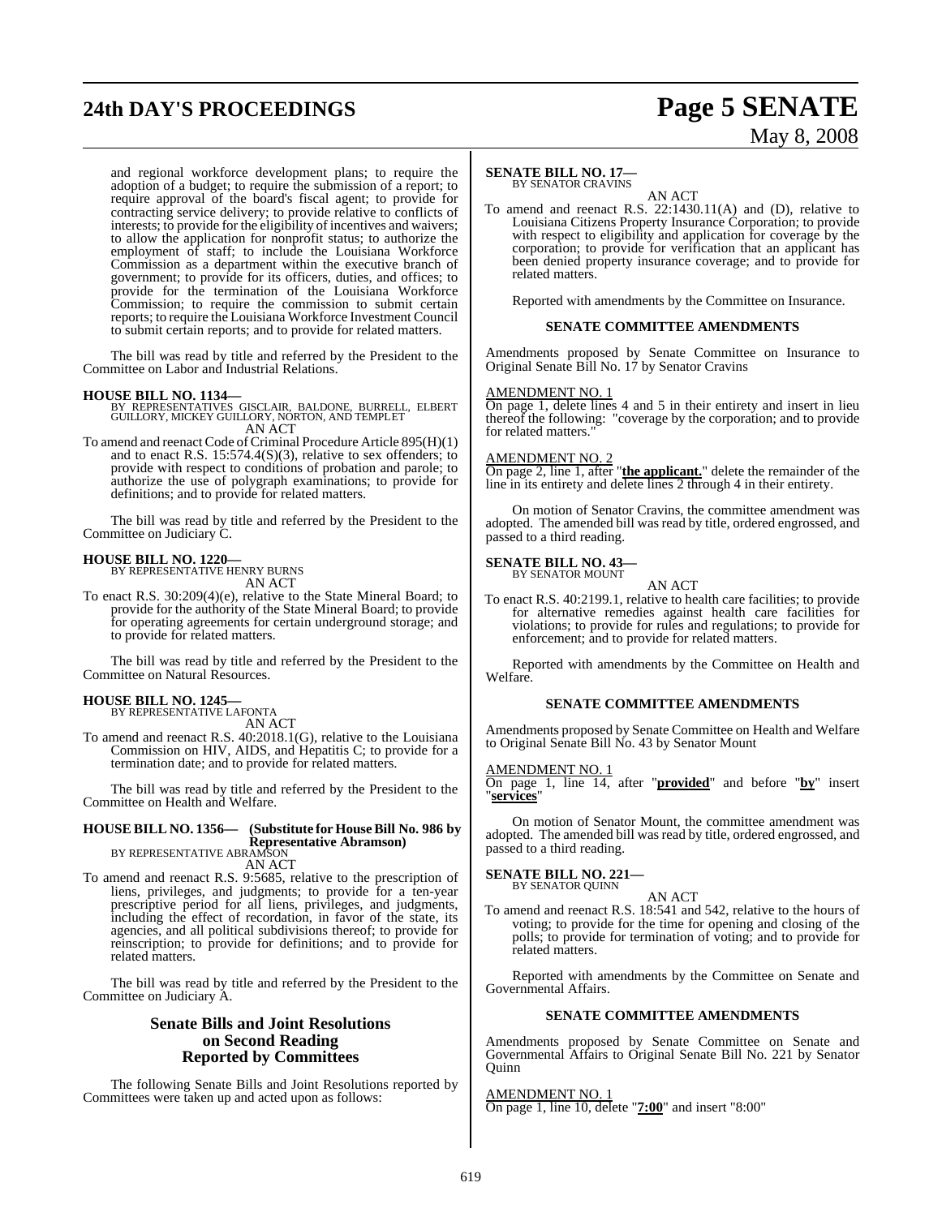and regional workforce development plans; to require the adoption of a budget; to require the submission of a report; to require approval of the board's fiscal agent; to provide for contracting service delivery; to provide relative to conflicts of interests; to provide for the eligibility of incentives and waivers; to allow the application for nonprofit status; to authorize the employment of staff; to include the Louisiana Workforce Commission as a department within the executive branch of government; to provide for its officers, duties, and offices; to provide for the termination of the Louisiana Workforce Commission; to require the commission to submit certain reports; to require the Louisiana Workforce Investment Council to submit certain reports; and to provide for related matters.

The bill was read by title and referred by the President to the Committee on Labor and Industrial Relations.

**HOUSE BILL NO. 1134—**
BY REPRESENTATIVES GISCLAIR, BALDONE, BURRELL, ELBERT GUILLORY, MICKEY GUILLORY, NORTON, AND TEMPLET
AN ACT

To amend and reenact Code of Criminal Procedure Article 895(H)(1) and to enact R.S. 15:574.4(S)(3), relative to sex offenders; to provide with respect to conditions of probation and parole; to authorize the use of polygraph examinations; to provide for definitions; and to provide for related matters.

The bill was read by title and referred by the President to the Committee on Judiciary C.

**HOUSE BILL NO. 1220—**
BY REPRESENTATIVE HENRY BURNS
AN ACT

To enact R.S. 30:209(4)(e), relative to the State Mineral Board; to provide for the authority of the State Mineral Board; to provide for operating agreements for certain underground storage; and to provide for related matters.

The bill was read by title and referred by the President to the Committee on Natural Resources.

**HOUSE BILL NO. 1245—**
BY REPRESENTATIVE LAFONTA
AN ACT

To amend and reenact R.S. 40:2018.1(G), relative to the Louisiana Commission on HIV, AIDS, and Hepatitis C; to provide for a termination date; and to provide for related matters.

The bill was read by title and referred by the President to the Committee on Health and Welfare.

**HOUSE BILL NO. 1356— (Substitute for House Bill No. 986 by Representative Abramson)**
BY REPRESENTATIVE ABRAMSON
AN ACT

To amend and reenact R.S. 9:5685, relative to the prescription of liens, privileges, and judgments; to provide for a ten-year prescriptive period for all liens, privileges, and judgments, including the effect of recordation, in favor of the state, its agencies, and all political subdivisions thereof; to provide for reinscription; to provide for definitions; and to provide for related matters.

The bill was read by title and referred by the President to the Committee on Judiciary A.

## Senate Bills and Joint Resolutions on Second Reading Reported by Committees

The following Senate Bills and Joint Resolutions reported by Committees were taken up and acted upon as follows:

**SENATE BILL NO. 17—**
BY SENATOR CRAVINS
AN ACT

To amend and reenact R.S. 22:1430.11(A) and (D), relative to Louisiana Citizens Property Insurance Corporation; to provide with respect to eligibility and application for coverage by the corporation; to provide for verification that an applicant has been denied property insurance coverage; and to provide for related matters.

Reported with amendments by the Committee on Insurance.

### SENATE COMMITTEE AMENDMENTS

Amendments proposed by Senate Committee on Insurance to Original Senate Bill No. 17 by Senator Cravins

AMENDMENT NO. 1
On page 1, delete lines 4 and 5 in their entirety and insert in lieu thereof the following: "coverage by the corporation; and to provide for related matters."

AMENDMENT NO. 2
On page 2, line 1, after "**the applicant.**" delete the remainder of the line in its entirety and delete lines 2 through 4 in their entirety.

On motion of Senator Cravins, the committee amendment was adopted. The amended bill was read by title, ordered engrossed, and passed to a third reading.

**SENATE BILL NO. 43—**
BY SENATOR MOUNT
AN ACT

To enact R.S. 40:2199.1, relative to health care facilities; to provide for alternative remedies against health care facilities for violations; to provide for rules and regulations; to provide for enforcement; and to provide for related matters.

Reported with amendments by the Committee on Health and Welfare.

### SENATE COMMITTEE AMENDMENTS

Amendments proposed by Senate Committee on Health and Welfare to Original Senate Bill No. 43 by Senator Mount

AMENDMENT NO. 1
On page 1, line 14, after "**provided**" and before "**by**" insert "**services**"

On motion of Senator Mount, the committee amendment was adopted. The amended bill was read by title, ordered engrossed, and passed to a third reading.

**SENATE BILL NO. 221—**
BY SENATOR QUINN
AN ACT

To amend and reenact R.S. 18:541 and 542, relative to the hours of voting; to provide for the time for opening and closing of the polls; to provide for termination of voting; and to provide for related matters.

Reported with amendments by the Committee on Senate and Governmental Affairs.

### SENATE COMMITTEE AMENDMENTS

Amendments proposed by Senate Committee on Senate and Governmental Affairs to Original Senate Bill No. 221 by Senator Quinn

AMENDMENT NO. 1
On page 1, line 10, delete "**7:00**" and insert "8:00"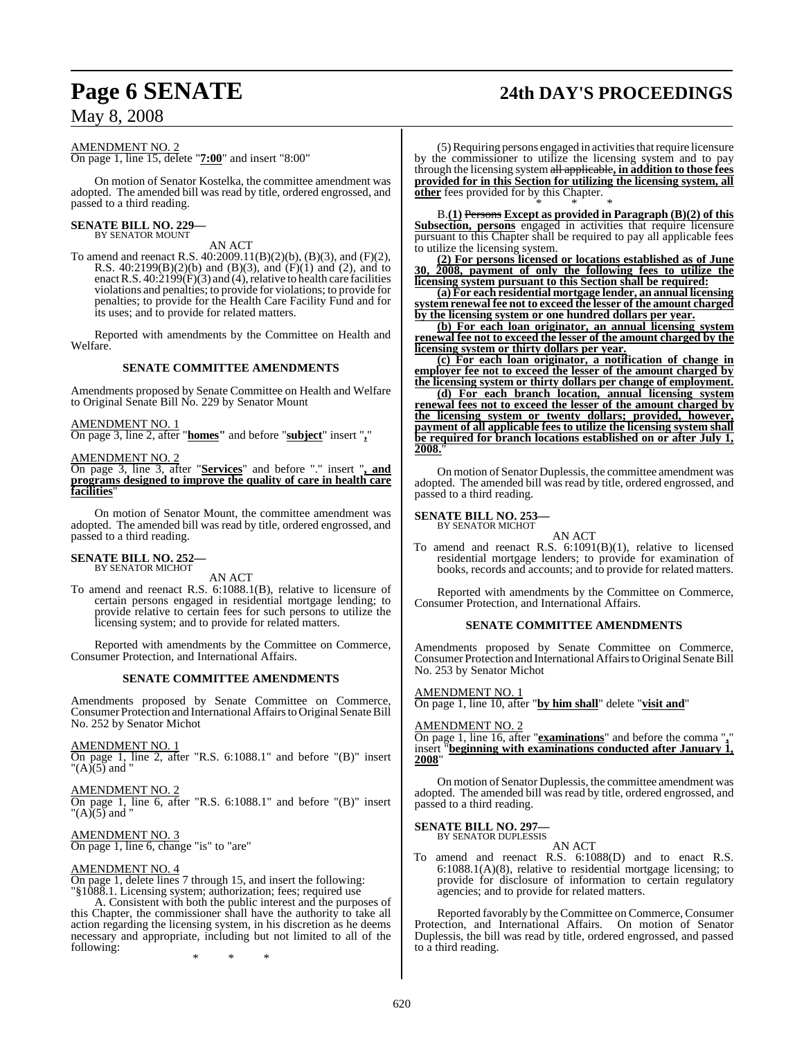AMENDMENT NO. 2

On page 1, line 15, delete "**7:00**" and insert "8:00"

On motion of Senator Kostelka, the committee amendment was adopted. The amended bill was read by title, ordered engrossed, and passed to a third reading.

**SENATE BILL NO. 229—**
BY SENATOR MOUNT

AN ACT

To amend and reenact R.S. 40:2009.11(B)(2)(b), (B)(3), and (F)(2), R.S. 40:2199(B)(2)(b) and (B)(3), and (F)(1) and (2), and to enact R.S. 40:2199(F)(3) and (4), relative to health care facilities violations and penalties; to provide for violations; to provide for penalties; to provide for the Health Care Facility Fund and for its uses; and to provide for related matters.

Reported with amendments by the Committee on Health and Welfare.

**SENATE COMMITTEE AMENDMENTS**

Amendments proposed by Senate Committee on Health and Welfare to Original Senate Bill No. 229 by Senator Mount

AMENDMENT NO. 1

On page 3, line 2, after "**homes"** and before "**subject**" insert "**,**"

AMENDMENT NO. 2

On page 3, line 3, after "**Services**" and before "." insert "**, and programs designed to improve the quality of care in health care facilities**"

On motion of Senator Mount, the committee amendment was adopted. The amended bill was read by title, ordered engrossed, and passed to a third reading.

**SENATE BILL NO. 252—**
BY SENATOR MICHOT

AN ACT

To amend and reenact R.S. 6:1088.1(B), relative to licensure of certain persons engaged in residential mortgage lending; to provide relative to certain fees for such persons to utilize the licensing system; and to provide for related matters.

Reported with amendments by the Committee on Commerce, Consumer Protection, and International Affairs.

**SENATE COMMITTEE AMENDMENTS**

Amendments proposed by Senate Committee on Commerce, Consumer Protection and International Affairs to Original Senate Bill No. 252 by Senator Michot

AMENDMENT NO. 1

On page 1, line 2, after "R.S. 6:1088.1" and before "(B)" insert "(A)(5) and "

AMENDMENT NO. 2

On page 1, line 6, after "R.S. 6:1088.1" and before "(B)" insert "(A)(5) and "

AMENDMENT NO. 3

On page 1, line 6, change "is" to "are"

AMENDMENT NO. 4

On page 1, delete lines 7 through 15, and insert the following:

"§1088.1. Licensing system; authorization; fees; required use

A. Consistent with both the public interest and the purposes of this Chapter, the commissioner shall have the authority to take all action regarding the licensing system, in his discretion as he deems necessary and appropriate, including but not limited to all of the following:

\* \* \*

(5) Requiring persons engaged in activities that require licensure by the commissioner to utilize the licensing system and to pay through the licensing system ~~all applicable~~**, in addition to those fees provided for in this Section for utilizing the licensing system, all other** fees provided for by this Chapter.

\* \* \*

B.**(1)** ~~Persons~~ **Except as provided in Paragraph (B)(2) of this Subsection, persons** engaged in activities that require licensure pursuant to this Chapter shall be required to pay all applicable fees to utilize the licensing system.

**(2) For persons licensed or locations established as of June 30, 2008, payment of only the following fees to utilize the licensing system pursuant to this Section shall be required:**

**(a) For each residential mortgage lender, an annual licensing system renewal fee not to exceed the lesser of the amount charged by the licensing system or one hundred dollars per year.**

**(b) For each loan originator, an annual licensing system renewal fee not to exceed the lesser of the amount charged by the licensing system or thirty dollars per year.**

**(c) For each loan originator, a notification of change in employer fee not to exceed the lesser of the amount charged by the licensing system or thirty dollars per change of employment.**

**(d) For each branch location, annual licensing system renewal fees not to exceed the lesser of the amount charged by the licensing system or twenty dollars; provided, however, payment of all applicable fees to utilize the licensing system shall be required for branch locations established on or after July 1, 2008.**"

On motion of Senator Duplessis, the committee amendment was adopted. The amended bill was read by title, ordered engrossed, and passed to a third reading.

**SENATE BILL NO. 253—**
BY SENATOR MICHOT

AN ACT

To amend and reenact R.S. 6:1091(B)(1), relative to licensed residential mortgage lenders; to provide for examination of books, records and accounts; and to provide for related matters.

Reported with amendments by the Committee on Commerce, Consumer Protection, and International Affairs.

**SENATE COMMITTEE AMENDMENTS**

Amendments proposed by Senate Committee on Commerce, Consumer Protection and International Affairs to Original Senate Bill No. 253 by Senator Michot

AMENDMENT NO. 1

On page 1, line 10, after "**by him shall**" delete "**visit and**"

AMENDMENT NO. 2

On page 1, line 16, after "**examinations**" and before the comma "**,**" insert "**beginning with examinations conducted after January 1, 2008**"

On motion of Senator Duplessis, the committee amendment was adopted. The amended bill was read by title, ordered engrossed, and passed to a third reading.

**SENATE BILL NO. 297—**
BY SENATOR DUPLESSIS

AN ACT

To amend and reenact R.S. 6:1088(D) and to enact R.S. 6:1088.1(A)(8), relative to residential mortgage licensing; to provide for disclosure of information to certain regulatory agencies; and to provide for related matters.

Reported favorably by the Committee on Commerce, Consumer Protection, and International Affairs. On motion of Senator Duplessis, the bill was read by title, ordered engrossed, and passed to a third reading.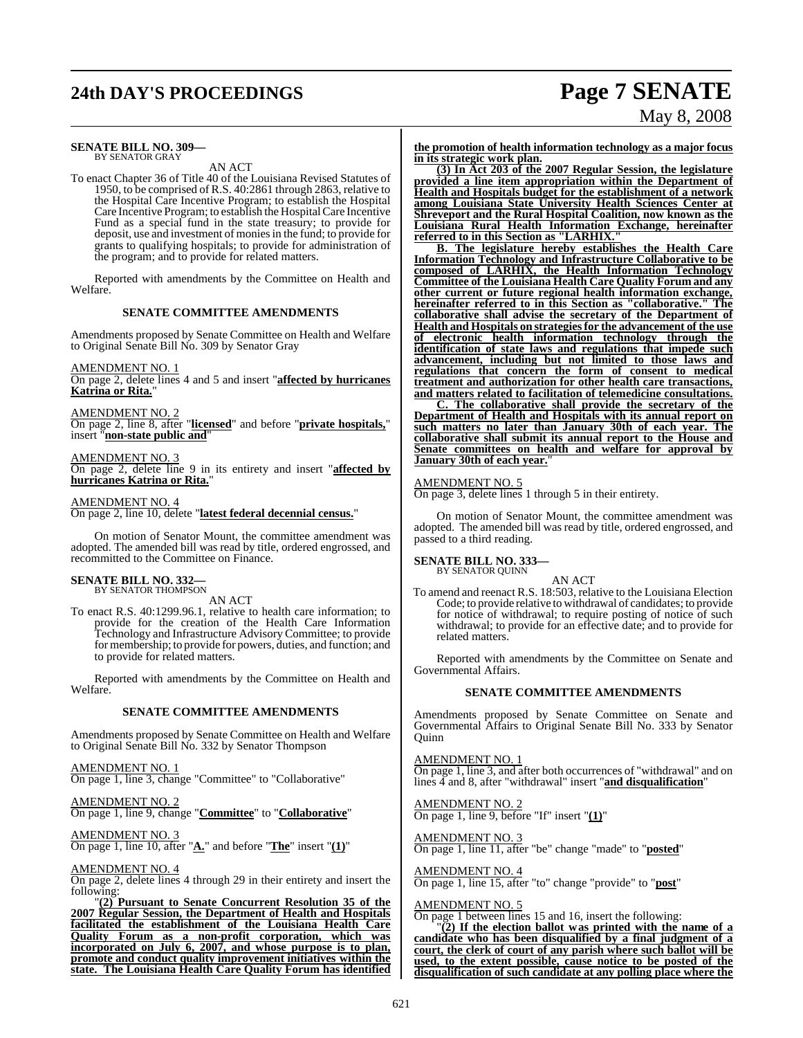**SENATE BILL NO. 309—**
BY SENATOR GRAY

AN ACT

To enact Chapter 36 of Title 40 of the Louisiana Revised Statutes of 1950, to be comprised of R.S. 40:2861 through 2863, relative to the Hospital Care Incentive Program; to establish the Hospital Care Incentive Program; to establish the Hospital Care Incentive Fund as a special fund in the state treasury; to provide for deposit, use and investment of monies in the fund; to provide for grants to qualifying hospitals; to provide for administration of the program; and to provide for related matters.

Reported with amendments by the Committee on Health and Welfare.

### SENATE COMMITTEE AMENDMENTS

Amendments proposed by Senate Committee on Health and Welfare to Original Senate Bill No. 309 by Senator Gray

AMENDMENT NO. 1
On page 2, delete lines 4 and 5 and insert "**affected by hurricanes Katrina or Rita.**"

AMENDMENT NO. 2
On page 2, line 8, after "**licensed**" and before "**private hospitals,**" insert "**non-state public and**"

AMENDMENT NO. 3
On page 2, delete line 9 in its entirety and insert "**affected by hurricanes Katrina or Rita.**"

AMENDMENT NO. 4
On page 2, line 10, delete "**latest federal decennial census.**"

On motion of Senator Mount, the committee amendment was adopted. The amended bill was read by title, ordered engrossed, and recommitted to the Committee on Finance.

**SENATE BILL NO. 332—**
BY SENATOR THOMPSON

AN ACT

To enact R.S. 40:1299.96.1, relative to health care information; to provide for the creation of the Health Care Information Technology and Infrastructure Advisory Committee; to provide for membership; to provide for powers, duties, and function; and to provide for related matters.

Reported with amendments by the Committee on Health and Welfare.

### SENATE COMMITTEE AMENDMENTS

Amendments proposed by Senate Committee on Health and Welfare to Original Senate Bill No. 332 by Senator Thompson

AMENDMENT NO. 1
On page 1, line 3, change "Committee" to "Collaborative"

AMENDMENT NO. 2
On page 1, line 9, change "**Committee**" to "**Collaborative**"

AMENDMENT NO. 3
On page 1, line 10, after "**A.**" and before "**The**" insert "**(1)**"

AMENDMENT NO. 4
On page 2, delete lines 4 through 29 in their entirety and insert the following:

"**(2) Pursuant to Senate Concurrent Resolution 35 of the 2007 Regular Session, the Department of Health and Hospitals facilitated the establishment of the Louisiana Health Care Quality Forum as a non-profit corporation, which was incorporated on July 6, 2007, and whose purpose is to plan, promote and conduct quality improvement initiatives within the state. The Louisiana Health Care Quality Forum has identified the promotion of health information technology as a major focus in its strategic work plan.**

**(3) In Act 203 of the 2007 Regular Session, the legislature provided a line item appropriation within the Department of Health and Hospitals budget for the establishment of a network among Louisiana State University Health Sciences Center at Shreveport and the Rural Hospital Coalition, now known as the Louisiana Rural Health Information Exchange, hereinafter referred to in this Section as "LARHIX."**

**B. The legislature hereby establishes the Health Care Information Technology and Infrastructure Collaborative to be composed of LARHIX, the Health Information Technology Committee of the Louisiana Health Care Quality Forum and any other current or future regional health information exchange, hereinafter referred to in this Section as "collaborative." The collaborative shall advise the secretary of the Department of Health and Hospitals on strategies for the advancement of the use of electronic health information technology through the identification of state laws and regulations that impede such advancement, including but not limited to those laws and regulations that concern the form of consent to medical treatment and authorization for other health care transactions, and matters related to facilitation of telemedicine consultations.**

**C. The collaborative shall provide the secretary of the Department of Health and Hospitals with its annual report on such matters no later than January 30th of each year. The collaborative shall submit its annual report to the House and Senate committees on health and welfare for approval by January 30th of each year.**"

AMENDMENT NO. 5
On page 3, delete lines 1 through 5 in their entirety.

On motion of Senator Mount, the committee amendment was adopted. The amended bill was read by title, ordered engrossed, and passed to a third reading.

**SENATE BILL NO. 333—**
BY SENATOR QUINN

AN ACT

To amend and reenact R.S. 18:503, relative to the Louisiana Election Code; to provide relative to withdrawal of candidates; to provide for notice of withdrawal; to require posting of notice of such withdrawal; to provide for an effective date; and to provide for related matters.

Reported with amendments by the Committee on Senate and Governmental Affairs.

### SENATE COMMITTEE AMENDMENTS

Amendments proposed by Senate Committee on Senate and Governmental Affairs to Original Senate Bill No. 333 by Senator Quinn

AMENDMENT NO. 1
On page 1, line 3, and after both occurrences of "withdrawal" and on lines 4 and 8, after "withdrawal" insert "**and disqualification**"

AMENDMENT NO. 2
On page 1, line 9, before "If" insert "**(1)**"

AMENDMENT NO. 3
On page 1, line 11, after "be" change "made" to "**posted**"

AMENDMENT NO. 4
On page 1, line 15, after "to" change "provide" to "**post**"

AMENDMENT NO. 5
On page 1 between lines 15 and 16, insert the following:

"**(2) If the election ballot was printed with the name of a candidate who has been disqualified by a final judgment of a court, the clerk of court of any parish where such ballot will be used, to the extent possible, cause notice to be posted of the disqualification of such candidate at any polling place where the**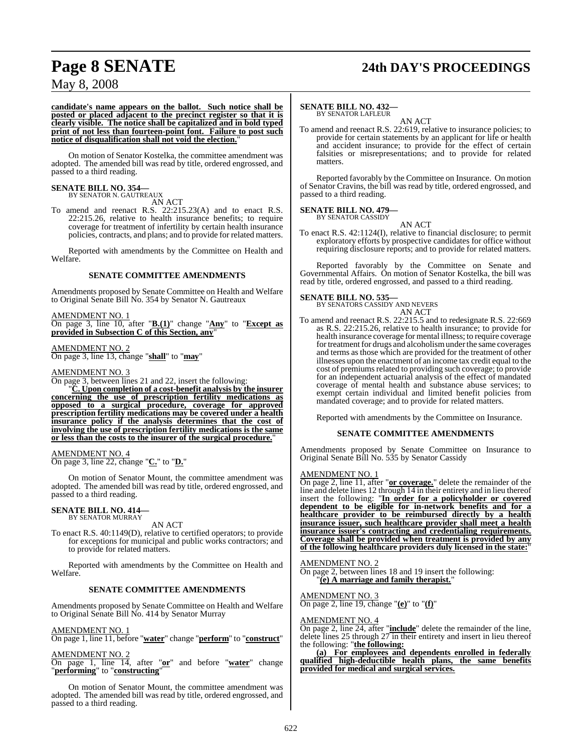**candidate's name appears on the ballot. Such notice shall be posted or placed adjacent to the precinct register so that it is clearly visible. The notice shall be capitalized and in bold typed print of not less than fourteen-point font. Failure to post such notice of disqualification shall not void the election.**"

On motion of Senator Kostelka, the committee amendment was adopted. The amended bill was read by title, ordered engrossed, and passed to a third reading.

**SENATE BILL NO. 354—**
BY SENATOR N. GAUTREAUX

AN ACT

To amend and reenact R.S. 22:215.23(A) and to enact R.S. 22:215.26, relative to health insurance benefits; to require coverage for treatment of infertility by certain health insurance policies, contracts, and plans; and to provide for related matters.

Reported with amendments by the Committee on Health and Welfare.

**SENATE COMMITTEE AMENDMENTS**

Amendments proposed by Senate Committee on Health and Welfare to Original Senate Bill No. 354 by Senator N. Gautreaux

AMENDMENT NO. 1
On page 3, line 10, after "**B.(1)**" change "**Any**" to "**Except as provided in Subsection C of this Section, any**"

AMENDMENT NO. 2
On page 3, line 13, change "**shall**" to "**may**"

AMENDMENT NO. 3
On page 3, between lines 21 and 22, insert the following:

"**C. Upon completion of a cost-benefit analysis by the insurer concerning the use of prescription fertility medications as opposed to a surgical procedure, coverage for approved prescription fertility medications may be covered under a health insurance policy if the analysis determines that the cost of involving the use of prescription fertility medications is the same or less than the costs to the insurer of the surgical procedure.**"

AMENDMENT NO. 4
On page 3, line 22, change "**C.**" to "**D.**"

On motion of Senator Mount, the committee amendment was adopted. The amended bill was read by title, ordered engrossed, and passed to a third reading.

**SENATE BILL NO. 414—**
BY SENATOR MURRAY

AN ACT

To enact R.S. 40:1149(D), relative to certified operators; to provide for exceptions for municipal and public works contractors; and to provide for related matters.

Reported with amendments by the Committee on Health and Welfare.

**SENATE COMMITTEE AMENDMENTS**

Amendments proposed by Senate Committee on Health and Welfare to Original Senate Bill No. 414 by Senator Murray

AMENDMENT NO. 1
On page 1, line 11, before "**water**" change "**perform**" to "**construct**"

AMENDMENT NO. 2
On page 1, line 14, after "**or**" and before "**water**" change "**performing**" to "**constructing**"

On motion of Senator Mount, the committee amendment was adopted. The amended bill was read by title, ordered engrossed, and passed to a third reading.

**SENATE BILL NO. 432—**
BY SENATOR LAFLEUR

AN ACT

To amend and reenact R.S. 22:619, relative to insurance policies; to provide for certain statements by an applicant for life or health and accident insurance; to provide for the effect of certain falsities or misrepresentations; and to provide for related matters.

Reported favorably by the Committee on Insurance. On motion of Senator Cravins, the bill was read by title, ordered engrossed, and passed to a third reading.

**SENATE BILL NO. 479—**
BY SENATOR CASSIDY

AN ACT

To enact R.S. 42:1124(I), relative to financial disclosure; to permit exploratory efforts by prospective candidates for office without requiring disclosure reports; and to provide for related matters.

Reported favorably by the Committee on Senate and Governmental Affairs. On motion of Senator Kostelka, the bill was read by title, ordered engrossed, and passed to a third reading.

**SENATE BILL NO. 535—**
BY SENATORS CASSIDY AND NEVERS

AN ACT

To amend and reenact R.S. 22:215.5 and to redesignate R.S. 22:669 as R.S. 22:215.26, relative to health insurance; to provide for health insurance coverage for mental illness; to require coverage for treatment for drugs and alcoholism under the same coverages and terms as those which are provided for the treatment of other illnesses upon the enactment of an income tax credit equal to the cost of premiums related to providing such coverage; to provide for an independent actuarial analysis of the effect of mandated coverage of mental health and substance abuse services; to exempt certain individual and limited benefit policies from mandated coverage; and to provide for related matters.

Reported with amendments by the Committee on Insurance.

**SENATE COMMITTEE AMENDMENTS**

Amendments proposed by Senate Committee on Insurance to Original Senate Bill No. 535 by Senator Cassidy

AMENDMENT NO. 1
On page 2, line 11, after "**or coverage.**" delete the remainder of the line and delete lines 12 through 14 in their entirety and in lieu thereof insert the following: "**In order for a policyholder or covered dependent to be eligible for in-network benefits and for a healthcare provider to be reimbursed directly by a health insurance issuer, such healthcare provider shall meet a health insurance issuer's contracting and credentialing requirements. Coverage shall be provided when treatment is provided by any of the following healthcare providers duly licensed in the state:**"

AMENDMENT NO. 2
On page 2, between lines 18 and 19 insert the following:
"**(e) A marriage and family therapist.**"

AMENDMENT NO. 3
On page 2, line 19, change "**(e)**" to "**(f)**"

AMENDMENT NO. 4
On page 2, line 24, after "**include**" delete the remainder of the line, delete lines 25 through 27 in their entirety and insert in lieu thereof the following: "**the following:**

**(a) For employees and dependents enrolled in federally qualified high-deductible health plans, the same benefits provided for medical and surgical services.**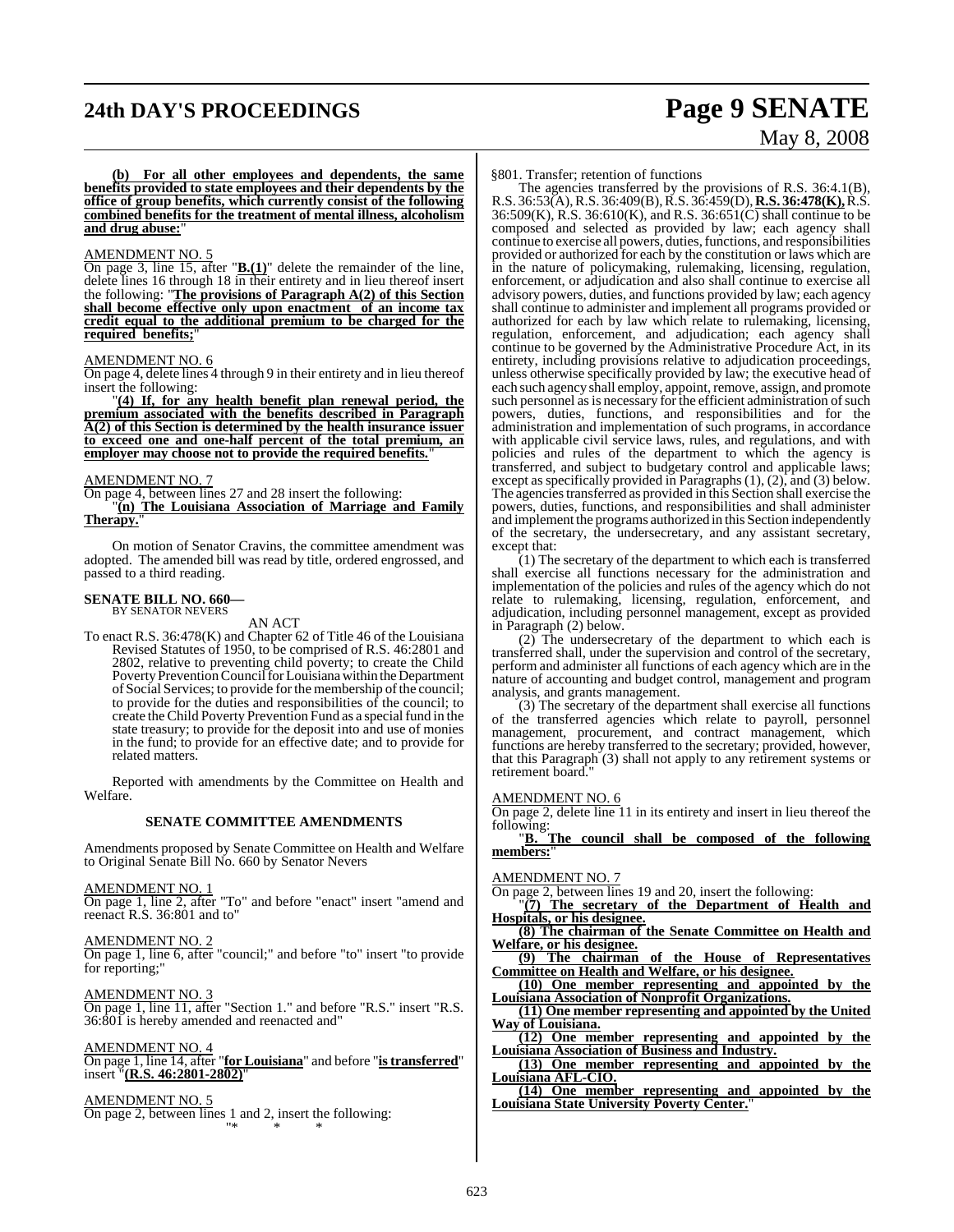**(b) For all other employees and dependents, the same benefits provided to state employees and their dependents by the office of group benefits, which currently consist of the following combined benefits for the treatment of mental illness, alcoholism and drug abuse:**"

AMENDMENT NO. 5

On page 3, line 15, after "**B.(1)**" delete the remainder of the line, delete lines 16 through 18 in their entirety and in lieu thereof insert the following: "**The provisions of Paragraph A(2) of this Section shall become effective only upon enactment of an income tax credit equal to the additional premium to be charged for the required benefits;**"

AMENDMENT NO. 6

On page 4, delete lines 4 through 9 in their entirety and in lieu thereof insert the following:

"**(4) If, for any health benefit plan renewal period, the premium associated with the benefits described in Paragraph A(2) of this Section is determined by the health insurance issuer to exceed one and one-half percent of the total premium, an employer may choose not to provide the required benefits.**"

AMENDMENT NO. 7

On page 4, between lines 27 and 28 insert the following:

"**(n) The Louisiana Association of Marriage and Family Therapy.**"

On motion of Senator Cravins, the committee amendment was adopted. The amended bill was read by title, ordered engrossed, and passed to a third reading.

**SENATE BILL NO. 660—**
BY SENATOR NEVERS

AN ACT

To enact R.S. 36:478(K) and Chapter 62 of Title 46 of the Louisiana Revised Statutes of 1950, to be comprised of R.S. 46:2801 and 2802, relative to preventing child poverty; to create the Child Poverty Prevention Council for Louisiana within the Department of Social Services; to provide for the membership of the council; to provide for the duties and responsibilities of the council; to create the Child Poverty Prevention Fund as a special fund in the state treasury; to provide for the deposit into and use of monies in the fund; to provide for an effective date; and to provide for related matters.

Reported with amendments by the Committee on Health and Welfare.

**SENATE COMMITTEE AMENDMENTS**

Amendments proposed by Senate Committee on Health and Welfare to Original Senate Bill No. 660 by Senator Nevers

AMENDMENT NO. 1

On page 1, line 2, after "To" and before "enact" insert "amend and reenact R.S. 36:801 and to"

AMENDMENT NO. 2

On page 1, line 6, after "council;" and before "to" insert "to provide for reporting;"

AMENDMENT NO. 3

On page 1, line 11, after "Section 1." and before "R.S." insert "R.S. 36:801 is hereby amended and reenacted and"

AMENDMENT NO. 4

On page 1, line 14, after "**for Louisiana**" and before "**is transferred**" insert "**(R.S. 46:2801-2802)**"

AMENDMENT NO. 5

On page 2, between lines 1 and 2, insert the following:

"* * *

§801. Transfer; retention of functions

The agencies transferred by the provisions of R.S. 36:4.1(B), R.S. 36:53(A), R.S. 36:409(B), R.S. 36:459(D), **R.S. 36:478(K),** R.S. 36:509(K), R.S. 36:610(K), and R.S. 36:651(C) shall continue to be composed and selected as provided by law; each agency shall continue to exercise all powers, duties, functions, and responsibilities provided or authorized for each by the constitution or laws which are in the nature of policymaking, rulemaking, licensing, regulation, enforcement, or adjudication and also shall continue to exercise all advisory powers, duties, and functions provided by law; each agency shall continue to administer and implement all programs provided or authorized for each by law which relate to rulemaking, licensing, regulation, enforcement, and adjudication; each agency shall continue to be governed by the Administrative Procedure Act, in its entirety, including provisions relative to adjudication proceedings, unless otherwise specifically provided by law; the executive head of each such agency shall employ, appoint, remove, assign, and promote such personnel as is necessary for the efficient administration of such powers, duties, functions, and responsibilities and for the administration and implementation of such programs, in accordance with applicable civil service laws, rules, and regulations, and with policies and rules of the department to which the agency is transferred, and subject to budgetary control and applicable laws; except as specifically provided in Paragraphs (1), (2), and (3) below. The agencies transferred as provided in this Section shall exercise the powers, duties, functions, and responsibilities and shall administer and implement the programs authorized in this Section independently of the secretary, the undersecretary, and any assistant secretary, except that:

(1) The secretary of the department to which each is transferred shall exercise all functions necessary for the administration and implementation of the policies and rules of the agency which do not relate to rulemaking, licensing, regulation, enforcement, and adjudication, including personnel management, except as provided in Paragraph (2) below.

(2) The undersecretary of the department to which each is transferred shall, under the supervision and control of the secretary, perform and administer all functions of each agency which are in the nature of accounting and budget control, management and program analysis, and grants management.

(3) The secretary of the department shall exercise all functions of the transferred agencies which relate to payroll, personnel management, procurement, and contract management, which functions are hereby transferred to the secretary; provided, however, that this Paragraph (3) shall not apply to any retirement systems or retirement board."

AMENDMENT NO. 6

On page 2, delete line 11 in its entirety and insert in lieu thereof the following:

"**B. The council shall be composed of the following members:**"

AMENDMENT NO. 7

On page 2, between lines 19 and 20, insert the following:

"**(7) The secretary of the Department of Health and Hospitals, or his designee.**

**(8) The chairman of the Senate Committee on Health and Welfare, or his designee.**

**(9) The chairman of the House of Representatives Committee on Health and Welfare, or his designee.**

**(10) One member representing and appointed by the Louisiana Association of Nonprofit Organizations.**

**(11) One member representing and appointed by the United Way of Louisiana.**

**(12) One member representing and appointed by the Louisiana Association of Business and Industry.**

**(13) One member representing and appointed by the Louisiana AFL-CIO.**

**(14) One member representing and appointed by the Louisiana State University Poverty Center.**"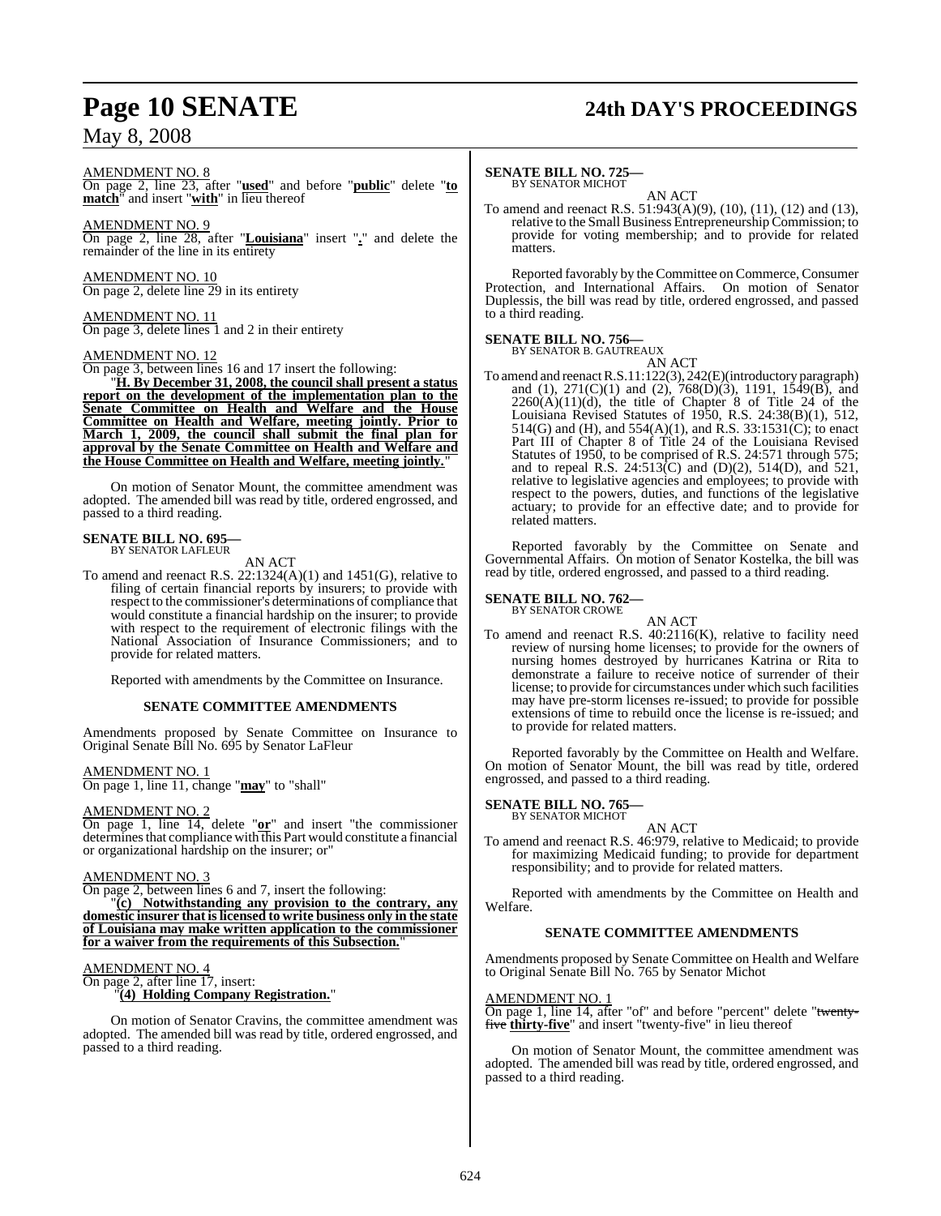AMENDMENT NO. 8

On page 2, line 23, after "**used**" and before "**public**" delete "**to match**" and insert "**with**" in lieu thereof

AMENDMENT NO. 9

On page 2, line 28, after "**Louisiana**" insert "**.**" and delete the remainder of the line in its entirety

AMENDMENT NO. 10

On page 2, delete line 29 in its entirety

AMENDMENT NO. 11

On page 3, delete lines 1 and 2 in their entirety

AMENDMENT NO. 12

On page 3, between lines 16 and 17 insert the following:

"**H. By December 31, 2008, the council shall present a status report on the development of the implementation plan to the Senate Committee on Health and Welfare and the House Committee on Health and Welfare, meeting jointly. Prior to March 1, 2009, the council shall submit the final plan for approval by the Senate Committee on Health and Welfare and the House Committee on Health and Welfare, meeting jointly.**"

On motion of Senator Mount, the committee amendment was adopted. The amended bill was read by title, ordered engrossed, and passed to a third reading.

**SENATE BILL NO. 695—**
BY SENATOR LAFLEUR

AN ACT

To amend and reenact R.S. 22:1324(A)(1) and 1451(G), relative to filing of certain financial reports by insurers; to provide with respect to the commissioner's determinations of compliance that would constitute a financial hardship on the insurer; to provide with respect to the requirement of electronic filings with the National Association of Insurance Commissioners; and to provide for related matters.

Reported with amendments by the Committee on Insurance.

**SENATE COMMITTEE AMENDMENTS**

Amendments proposed by Senate Committee on Insurance to Original Senate Bill No. 695 by Senator LaFleur

AMENDMENT NO. 1

On page 1, line 11, change "**may**" to "shall"

AMENDMENT NO. 2

On page 1, line 14, delete "**or**" and insert "the commissioner determines that compliance with this Part would constitute a financial or organizational hardship on the insurer; or"

AMENDMENT NO. 3

On page 2, between lines 6 and 7, insert the following:

"**(c) Notwithstanding any provision to the contrary, any domestic insurer that is licensed to write business only in the state of Louisiana may make written application to the commissioner for a waiver from the requirements of this Subsection.**"

AMENDMENT NO. 4

On page 2, after line 17, insert:

"**(4) Holding Company Registration.**"

On motion of Senator Cravins, the committee amendment was adopted. The amended bill was read by title, ordered engrossed, and passed to a third reading.

**SENATE BILL NO. 725—**
BY SENATOR MICHOT

AN ACT

To amend and reenact R.S. 51:943(A)(9), (10), (11), (12) and (13), relative to the Small Business Entrepreneurship Commission; to provide for voting membership; and to provide for related matters.

Reported favorably by the Committee on Commerce, Consumer Protection, and International Affairs. On motion of Senator Duplessis, the bill was read by title, ordered engrossed, and passed to a third reading.

**SENATE BILL NO. 756—**
BY SENATOR B. GAUTREAUX

AN ACT

To amend and reenact R.S.11:122(3), 242(E)(introductory paragraph) and (1), 271(C)(1) and (2), 768(D)(3), 1191, 1549(B), and 2260(A)(11)(d), the title of Chapter 8 of Title 24 of the Louisiana Revised Statutes of 1950, R.S. 24:38(B)(1), 512, 514(G) and (H), and 554(A)(1), and R.S. 33:1531(C); to enact Part III of Chapter 8 of Title 24 of the Louisiana Revised Statutes of 1950, to be comprised of R.S. 24:571 through 575; and to repeal R.S. 24:513(C) and (D)(2), 514(D), and 521, relative to legislative agencies and employees; to provide with respect to the powers, duties, and functions of the legislative actuary; to provide for an effective date; and to provide for related matters.

Reported favorably by the Committee on Senate and Governmental Affairs. On motion of Senator Kostelka, the bill was read by title, ordered engrossed, and passed to a third reading.

**SENATE BILL NO. 762—**
BY SENATOR CROWE

AN ACT

To amend and reenact R.S. 40:2116(K), relative to facility need review of nursing home licenses; to provide for the owners of nursing homes destroyed by hurricanes Katrina or Rita to demonstrate a failure to receive notice of surrender of their license; to provide for circumstances under which such facilities may have pre-storm licenses re-issued; to provide for possible extensions of time to rebuild once the license is re-issued; and to provide for related matters.

Reported favorably by the Committee on Health and Welfare. On motion of Senator Mount, the bill was read by title, ordered engrossed, and passed to a third reading.

**SENATE BILL NO. 765—**
BY SENATOR MICHOT

AN ACT

To amend and reenact R.S. 46:979, relative to Medicaid; to provide for maximizing Medicaid funding; to provide for department responsibility; and to provide for related matters.

Reported with amendments by the Committee on Health and Welfare.

**SENATE COMMITTEE AMENDMENTS**

Amendments proposed by Senate Committee on Health and Welfare to Original Senate Bill No. 765 by Senator Michot

AMENDMENT NO. 1

On page 1, line 14, after "of" and before "percent" delete "~~twenty-five~~ **thirty-five**" and insert "twenty-five" in lieu thereof

On motion of Senator Mount, the committee amendment was adopted. The amended bill was read by title, ordered engrossed, and passed to a third reading.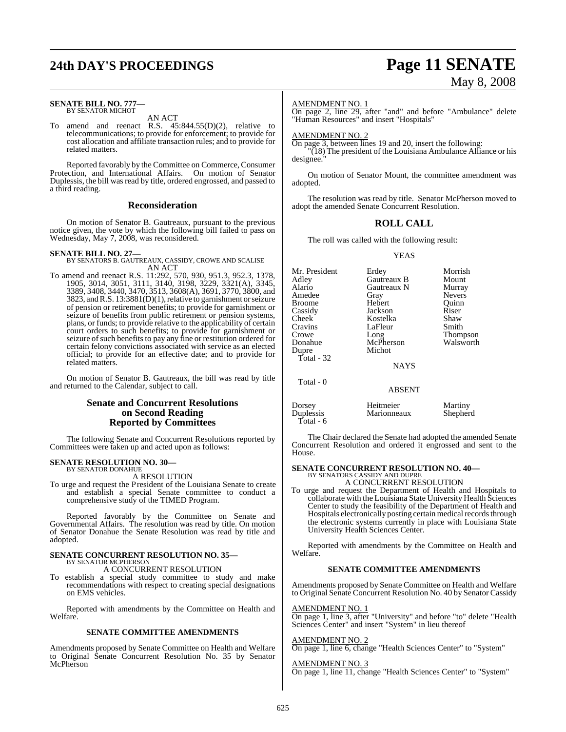**SENATE BILL NO. 777—**
BY SENATOR MICHOT

AN ACT

To amend and reenact R.S. 45:844.55(D)(2), relative to telecommunications; to provide for enforcement; to provide for cost allocation and affiliate transaction rules; and to provide for related matters.

Reported favorably by the Committee on Commerce, Consumer Protection, and International Affairs. On motion of Senator Duplessis, the bill was read by title, ordered engrossed, and passed to a third reading.

## Reconsideration

On motion of Senator B. Gautreaux, pursuant to the previous notice given, the vote by which the following bill failed to pass on Wednesday, May 7, 2008, was reconsidered.

**SENATE BILL NO. 27—**
BY SENATORS B. GAUTREAUX, CASSIDY, CROWE AND SCALISE

AN ACT

To amend and reenact R.S. 11:292, 570, 930, 951.3, 952.3, 1378, 1905, 3014, 3051, 3111, 3140, 3198, 3229, 3321(A), 3345, 3389, 3408, 3440, 3470, 3513, 3608(A), 3691, 3770, 3800, and 3823, and R.S. 13:3881(D)(1), relative to garnishment or seizure of pension or retirement benefits; to provide for garnishment or seizure of benefits from public retirement or pension systems, plans, or funds; to provide relative to the applicability of certain court orders to such benefits; to provide for garnishment or seizure of such benefits to pay any fine or restitution ordered for certain felony convictions associated with service as an elected official; to provide for an effective date; and to provide for related matters.

On motion of Senator B. Gautreaux, the bill was read by title and returned to the Calendar, subject to call.

## Senate and Concurrent Resolutions on Second Reading Reported by Committees

The following Senate and Concurrent Resolutions reported by Committees were taken up and acted upon as follows:

**SENATE RESOLUTION NO. 30—**
BY SENATOR DONAHUE

A RESOLUTION

To urge and request the President of the Louisiana Senate to create and establish a special Senate committee to conduct a comprehensive study of the TIMED Program.

Reported favorably by the Committee on Senate and Governmental Affairs. The resolution was read by title. On motion of Senator Donahue the Senate Resolution was read by title and adopted.

**SENATE CONCURRENT RESOLUTION NO. 35—**
BY SENATOR MCPHERSON

A CONCURRENT RESOLUTION

To establish a special study committee to study and make recommendations with respect to creating special designations on EMS vehicles.

Reported with amendments by the Committee on Health and Welfare.

### SENATE COMMITTEE AMENDMENTS

Amendments proposed by Senate Committee on Health and Welfare to Original Senate Concurrent Resolution No. 35 by Senator McPherson

AMENDMENT NO. 1
On page 2, line 29, after "and" and before "Ambulance" delete "Human Resources" and insert "Hospitals"

AMENDMENT NO. 2
On page 3, between lines 19 and 20, insert the following:
"(18) The president of the Louisiana Ambulance Alliance or his designee."

On motion of Senator Mount, the committee amendment was adopted.

The resolution was read by title. Senator McPherson moved to adopt the amended Senate Concurrent Resolution.

## ROLL CALL

The roll was called with the following result:

YEAS

| | | |
|---|---|---|
| Mr. President | Erdey | Morrish |
| Adley | Gautreaux B | Mount |
| Alario | Gautreaux N | Murray |
| Amedee | Gray | Nevers |
| Broome | Hebert | Quinn |
| Cassidy | Jackson | Riser |
| Cheek | Kostelka | Shaw |
| Cravins | LaFleur | Smith |
| Crowe | Long | Thompson |
| Donahue | McPherson | Walsworth |
| Dupre | Michot | |

Total - 32

NAYS

Total - 0

ABSENT

| | | |
|---|---|---|
| Dorsey | Heitmeier | Martiny |
| Duplessis | Marionneaux | Shepherd |

Total - 6

The Chair declared the Senate had adopted the amended Senate Concurrent Resolution and ordered it engrossed and sent to the House.

**SENATE CONCURRENT RESOLUTION NO. 40—**
BY SENATORS CASSIDY AND DUPRE

A CONCURRENT RESOLUTION

To urge and request the Department of Health and Hospitals to collaborate with the Louisiana State University Health Sciences Center to study the feasibility of the Department of Health and Hospitals electronically posting certain medical records through the electronic systems currently in place with Louisiana State University Health Sciences Center.

Reported with amendments by the Committee on Health and Welfare.

### SENATE COMMITTEE AMENDMENTS

Amendments proposed by Senate Committee on Health and Welfare to Original Senate Concurrent Resolution No. 40 by Senator Cassidy

AMENDMENT NO. 1
On page 1, line 3, after "University" and before "to" delete "Health Sciences Center" and insert "System" in lieu thereof

AMENDMENT NO. 2
On page 1, line 6, change "Health Sciences Center" to "System"

AMENDMENT NO. 3
On page 1, line 11, change "Health Sciences Center" to "System"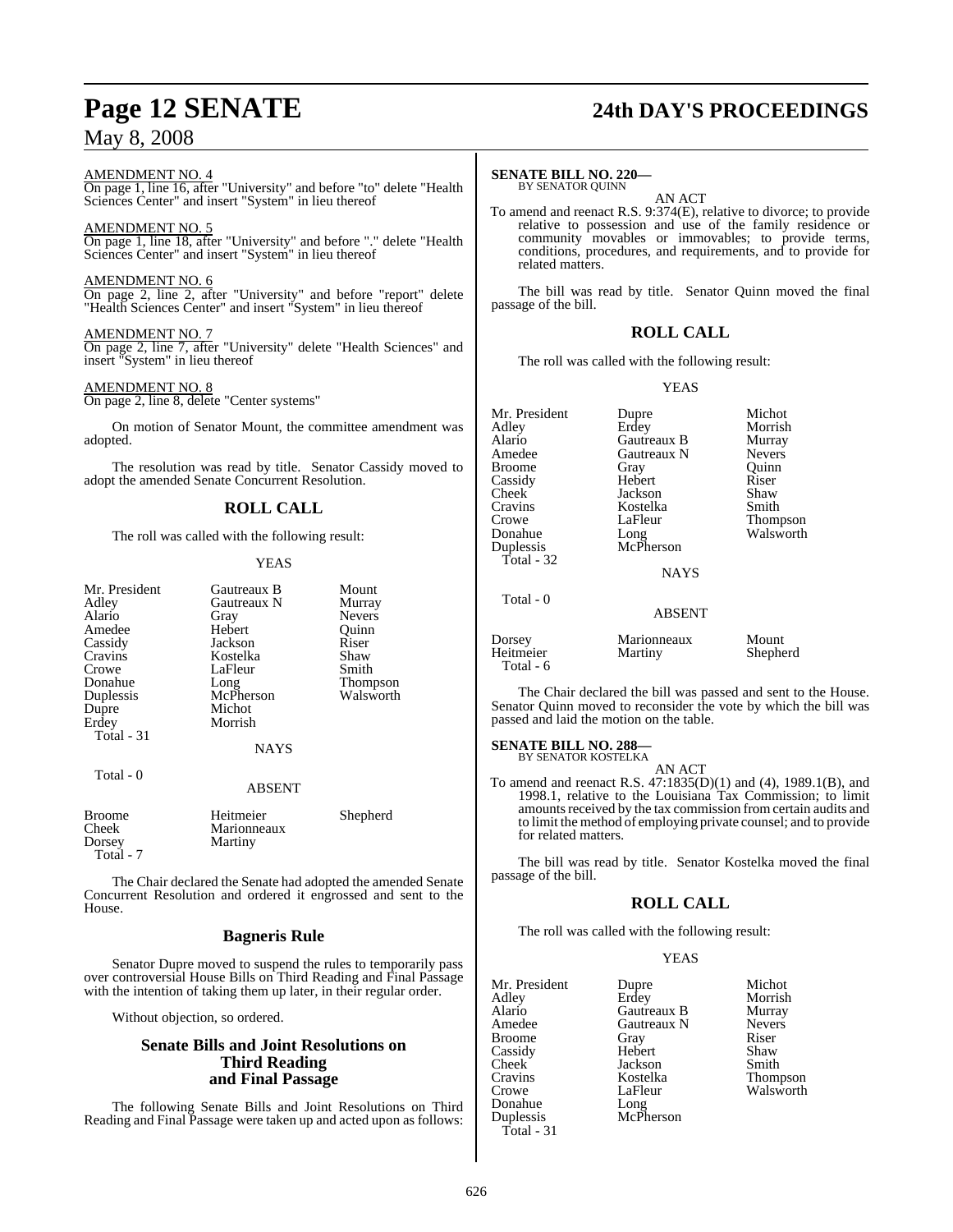AMENDMENT NO. 4

On page 1, line 16, after "University" and before "to" delete "Health Sciences Center" and insert "System" in lieu thereof

AMENDMENT NO. 5

On page 1, line 18, after "University" and before "." delete "Health Sciences Center" and insert "System" in lieu thereof

AMENDMENT NO. 6

On page 2, line 2, after "University" and before "report" delete "Health Sciences Center" and insert "System" in lieu thereof

AMENDMENT NO. 7

On page 2, line 7, after "University" delete "Health Sciences" and insert "System" in lieu thereof

AMENDMENT NO. 8

On page 2, line 8, delete "Center systems"

On motion of Senator Mount, the committee amendment was adopted.

The resolution was read by title. Senator Cassidy moved to adopt the amended Senate Concurrent Resolution.

## ROLL CALL

The roll was called with the following result:

YEAS

| | | |
|---|---|---|
| Mr. President | Gautreaux B | Mount |
| Adley | Gautreaux N | Murray |
| Alario | Gray | Nevers |
| Amedee | Hebert | Quinn |
| Cassidy | Jackson | Riser |
| Cravins | Kostelka | Shaw |
| Crowe | LaFleur | Smith |
| Donahue | Long | Thompson |
| Duplessis | McPherson | Walsworth |
| Dupre | Michot | |
| Erdey | Morrish | |
| Total - 31 | | |

NAYS

Total - 0

ABSENT

| | | |
|---|---|---|
| Broome | Heitmeier | Shepherd |
| Cheek | Marionneaux | |
| Dorsey | Martiny | |
| Total - 7 | | |

The Chair declared the Senate had adopted the amended Senate Concurrent Resolution and ordered it engrossed and sent to the House.

## Bagneris Rule

Senator Dupre moved to suspend the rules to temporarily pass over controversial House Bills on Third Reading and Final Passage with the intention of taking them up later, in their regular order.

Without objection, so ordered.

## Senate Bills and Joint Resolutions on Third Reading and Final Passage

The following Senate Bills and Joint Resolutions on Third Reading and Final Passage were taken up and acted upon as follows:

**SENATE BILL NO. 220—**
BY SENATOR QUINN

AN ACT

To amend and reenact R.S. 9:374(E), relative to divorce; to provide relative to possession and use of the family residence or community movables or immovables; to provide terms, conditions, procedures, and requirements, and to provide for related matters.

The bill was read by title. Senator Quinn moved the final passage of the bill.

## ROLL CALL

The roll was called with the following result:

YEAS

| | | |
|---|---|---|
| Mr. President | Dupre | Michot |
| Adley | Erdey | Morrish |
| Alario | Gautreaux B | Murray |
| Amedee | Gautreaux N | Nevers |
| Broome | Gray | Quinn |
| Cassidy | Hebert | Riser |
| Cheek | Jackson | Shaw |
| Cravins | Kostelka | Smith |
| Crowe | LaFleur | Thompson |
| Donahue | Long | Walsworth |
| Duplessis | McPherson | |
| Total - 32 | | |

NAYS

Total - 0

ABSENT

| | | |
|---|---|---|
| Dorsey | Marionneaux | Mount |
| Heitmeier | Martiny | Shepherd |
| Total - 6 | | |

The Chair declared the bill was passed and sent to the House. Senator Quinn moved to reconsider the vote by which the bill was passed and laid the motion on the table.

**SENATE BILL NO. 288—**
BY SENATOR KOSTELKA

AN ACT

To amend and reenact R.S. 47:1835(D)(1) and (4), 1989.1(B), and 1998.1, relative to the Louisiana Tax Commission; to limit amounts received by the tax commission from certain audits and to limit the method of employing private counsel; and to provide for related matters.

The bill was read by title. Senator Kostelka moved the final passage of the bill.

## ROLL CALL

The roll was called with the following result:

YEAS

| | | |
|---|---|---|
| Mr. President | Dupre | Michot |
| Adley | Erdey | Morrish |
| Alario | Gautreaux B | Murray |
| Amedee | Gautreaux N | Nevers |
| Broome | Gray | Riser |
| Cassidy | Hebert | Shaw |
| Cheek | Jackson | Smith |
| Cravins | Kostelka | Thompson |
| Crowe | LaFleur | Walsworth |
| Donahue | Long | |
| Duplessis | McPherson | |
| Total - 31 | | |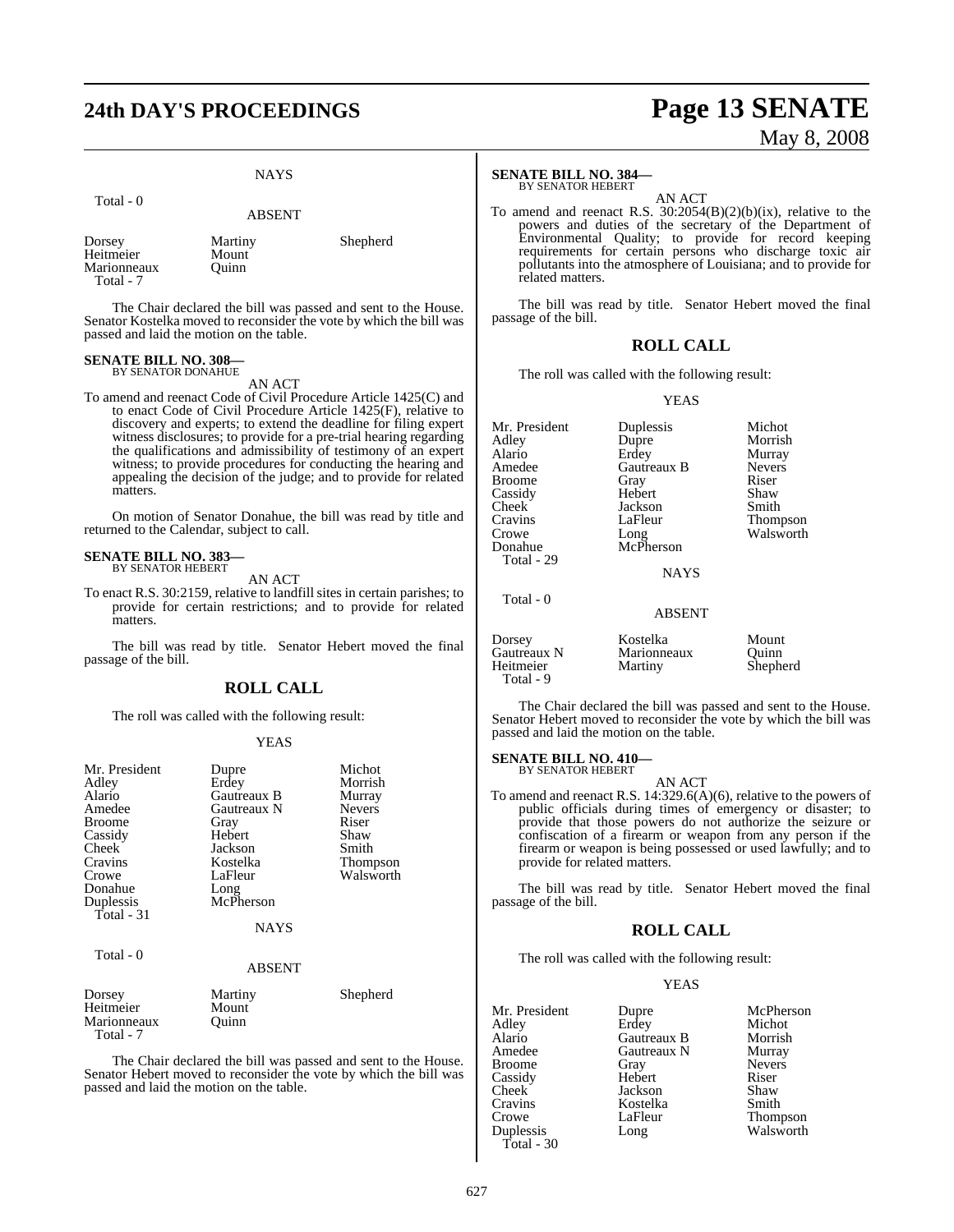NAYS

Total - 0

ABSENT

| | | |
|---|---|---|
| Dorsey | Martiny | Shepherd |
| Heitmeier | Mount | |
| Marionneaux | Quinn | |
| Total - 7 | | |

The Chair declared the bill was passed and sent to the House. Senator Kostelka moved to reconsider the vote by which the bill was passed and laid the motion on the table.

**SENATE BILL NO. 308—**
BY SENATOR DONAHUE

AN ACT

To amend and reenact Code of Civil Procedure Article 1425(C) and to enact Code of Civil Procedure Article 1425(F), relative to discovery and experts; to extend the deadline for filing expert witness disclosures; to provide for a pre-trial hearing regarding the qualifications and admissibility of testimony of an expert witness; to provide procedures for conducting the hearing and appealing the decision of the judge; and to provide for related matters.

On motion of Senator Donahue, the bill was read by title and returned to the Calendar, subject to call.

**SENATE BILL NO. 383—**
BY SENATOR HEBERT

AN ACT

To enact R.S. 30:2159, relative to landfill sites in certain parishes; to provide for certain restrictions; and to provide for related matters.

The bill was read by title. Senator Hebert moved the final passage of the bill.

## ROLL CALL

The roll was called with the following result:

YEAS

| | | |
|---|---|---|
| Mr. President | Dupre | Michot |
| Adley | Erdey | Morrish |
| Alario | Gautreaux B | Murray |
| Amedee | Gautreaux N | Nevers |
| Broome | Gray | Riser |
| Cassidy | Hebert | Shaw |
| Cheek | Jackson | Smith |
| Cravins | Kostelka | Thompson |
| Crowe | LaFleur | Walsworth |
| Donahue | Long | |
| Duplessis | McPherson | |
| Total - 31 | | |

NAYS

Total - 0

ABSENT

| | | |
|---|---|---|
| Dorsey | Martiny | Shepherd |
| Heitmeier | Mount | |
| Marionneaux | Quinn | |
| Total - 7 | | |

The Chair declared the bill was passed and sent to the House. Senator Hebert moved to reconsider the vote by which the bill was passed and laid the motion on the table.

**SENATE BILL NO. 384—**
BY SENATOR HEBERT

AN ACT

To amend and reenact R.S. 30:2054(B)(2)(b)(ix), relative to the powers and duties of the secretary of the Department of Environmental Quality; to provide for record keeping requirements for certain persons who discharge toxic air pollutants into the atmosphere of Louisiana; and to provide for related matters.

The bill was read by title. Senator Hebert moved the final passage of the bill.

## ROLL CALL

The roll was called with the following result:

YEAS

| | | |
|---|---|---|
| Mr. President | Duplessis | Michot |
| Adley | Dupre | Morrish |
| Alario | Erdey | Murray |
| Amedee | Gautreaux B | Nevers |
| Broome | Gray | Riser |
| Cassidy | Hebert | Shaw |
| Cheek | Jackson | Smith |
| Cravins | LaFleur | Thompson |
| Crowe | Long | Walsworth |
| Donahue | McPherson | |
| Total - 29 | | |

NAYS

Total - 0

ABSENT

| | | |
|---|---|---|
| Dorsey | Kostelka | Mount |
| Gautreaux N | Marionneaux | Quinn |
| Heitmeier | Martiny | Shepherd |
| Total - 9 | | |

The Chair declared the bill was passed and sent to the House. Senator Hebert moved to reconsider the vote by which the bill was passed and laid the motion on the table.

**SENATE BILL NO. 410—**
BY SENATOR HEBERT

AN ACT

To amend and reenact R.S. 14:329.6(A)(6), relative to the powers of public officials during times of emergency or disaster; to provide that those powers do not authorize the seizure or confiscation of a firearm or weapon from any person if the firearm or weapon is being possessed or used lawfully; and to provide for related matters.

The bill was read by title. Senator Hebert moved the final passage of the bill.

## ROLL CALL

The roll was called with the following result:

YEAS

| | | |
|---|---|---|
| Mr. President | Dupre | McPherson |
| Adley | Erdey | Michot |
| Alario | Gautreaux B | Morrish |
| Amedee | Gautreaux N | Murray |
| Broome | Gray | Nevers |
| Cassidy | Hebert | Riser |
| Cheek | Jackson | Shaw |
| Cravins | Kostelka | Smith |
| Crowe | LaFleur | Thompson |
| Duplessis | Long | Walsworth |
| Total - 30 | | |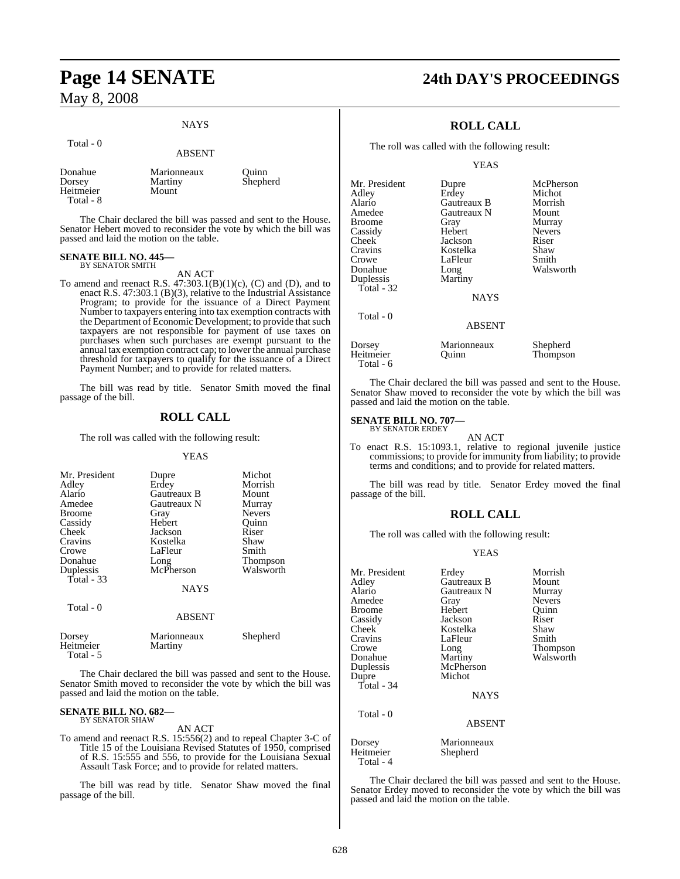NAYS

Total - 0

ABSENT

| | | |
|---|---|---|
| Donahue | Marionneaux | Quinn |
| Dorsey | Martiny | Shepherd |
| Heitmeier | Mount | |

Total - 8

The Chair declared the bill was passed and sent to the House. Senator Hebert moved to reconsider the vote by which the bill was passed and laid the motion on the table.

**SENATE BILL NO. 445—**
BY SENATOR SMITH

AN ACT

To amend and reenact R.S. 47:303.1(B)(1)(c), (C) and (D), and to enact R.S. 47:303.1 (B)(3), relative to the Industrial Assistance Program; to provide for the issuance of a Direct Payment Number to taxpayers entering into tax exemption contracts with the Department of Economic Development; to provide that such taxpayers are not responsible for payment of use taxes on purchases when such purchases are exempt pursuant to the annual tax exemption contract cap; to lower the annual purchase threshold for taxpayers to qualify for the issuance of a Direct Payment Number; and to provide for related matters.

The bill was read by title. Senator Smith moved the final passage of the bill.

## ROLL CALL

The roll was called with the following result:

YEAS

| | | |
|---|---|---|
| Mr. President | Dupre | Michot |
| Adley | Erdey | Morrish |
| Alario | Gautreaux B | Mount |
| Amedee | Gautreaux N | Murray |
| Broome | Gray | Nevers |
| Cassidy | Hebert | Quinn |
| Cheek | Jackson | Riser |
| Cravins | Kostelka | Shaw |
| Crowe | LaFleur | Smith |
| Donahue | Long | Thompson |
| Duplessis | McPherson | Walsworth |

Total - 33

NAYS

Total - 0

ABSENT

| | | |
|---|---|---|
| Dorsey | Marionneaux | Shepherd |
| Heitmeier | Martiny | |

Total - 5

The Chair declared the bill was passed and sent to the House. Senator Smith moved to reconsider the vote by which the bill was passed and laid the motion on the table.

**SENATE BILL NO. 682—**
BY SENATOR SHAW

AN ACT

To amend and reenact R.S. 15:556(2) and to repeal Chapter 3-C of Title 15 of the Louisiana Revised Statutes of 1950, comprised of R.S. 15:555 and 556, to provide for the Louisiana Sexual Assault Task Force; and to provide for related matters.

The bill was read by title. Senator Shaw moved the final passage of the bill.

## ROLL CALL

The roll was called with the following result:

YEAS

| | | |
|---|---|---|
| Mr. President | Dupre | McPherson |
| Adley | Erdey | Michot |
| Alario | Gautreaux B | Morrish |
| Amedee | Gautreaux N | Mount |
| Broome | Gray | Murray |
| Cassidy | Hebert | Nevers |
| Cheek | Jackson | Riser |
| Cravins | Kostelka | Shaw |
| Crowe | LaFleur | Smith |
| Donahue | Long | Walsworth |
| Duplessis | Martiny | |

Total - 32

NAYS

Total - 0

ABSENT

| | | |
|---|---|---|
| Dorsey | Marionneaux | Shepherd |
| Heitmeier | Quinn | Thompson |

Total - 6

The Chair declared the bill was passed and sent to the House. Senator Shaw moved to reconsider the vote by which the bill was passed and laid the motion on the table.

**SENATE BILL NO. 707—**
BY SENATOR ERDEY

AN ACT

To enact R.S. 15:1093.1, relative to regional juvenile justice commissions; to provide for immunity from liability; to provide terms and conditions; and to provide for related matters.

The bill was read by title. Senator Erdey moved the final passage of the bill.

## ROLL CALL

The roll was called with the following result:

YEAS

| | | |
|---|---|---|
| Mr. President | Erdey | Morrish |
| Adley | Gautreaux B | Mount |
| Alario | Gautreaux N | Murray |
| Amedee | Gray | Nevers |
| Broome | Hebert | Quinn |
| Cassidy | Jackson | Riser |
| Cheek | Kostelka | Shaw |
| Cravins | LaFleur | Smith |
| Crowe | Long | Thompson |
| Donahue | Martiny | Walsworth |
| Duplessis | McPherson | |
| Dupre | Michot | |

Total - 34

NAYS

Total - 0

ABSENT

| | |
|---|---|
| Dorsey | Marionneaux |
| Heitmeier | Shepherd |

Total - 4

The Chair declared the bill was passed and sent to the House. Senator Erdey moved to reconsider the vote by which the bill was passed and laid the motion on the table.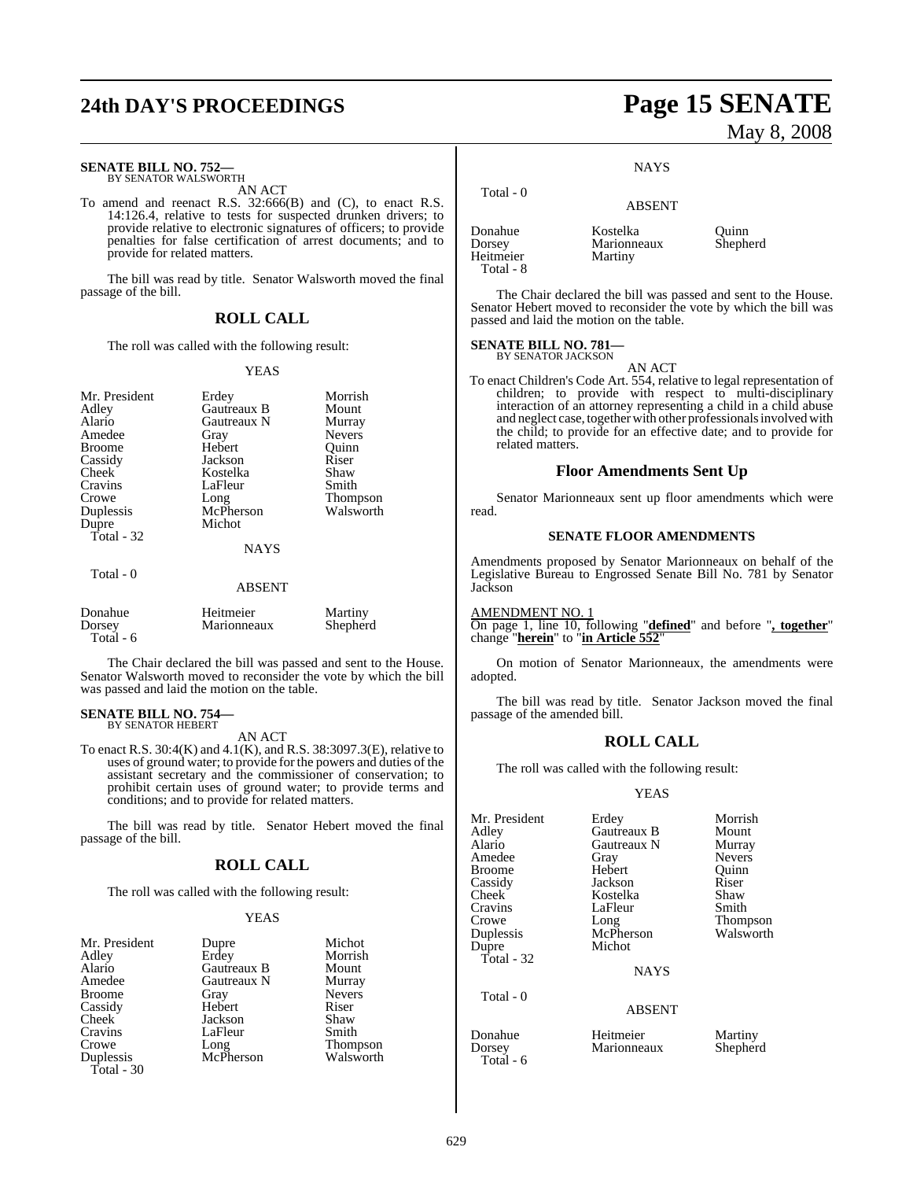**SENATE BILL NO. 752—**
BY SENATOR WALSWORTH

AN ACT

To amend and reenact R.S. 32:666(B) and (C), to enact R.S. 14:126.4, relative to tests for suspected drunken drivers; to provide relative to electronic signatures of officers; to provide penalties for false certification of arrest documents; and to provide for related matters.

The bill was read by title. Senator Walsworth moved the final passage of the bill.

## ROLL CALL

The roll was called with the following result:

YEAS

| | | |
|---|---|---|
| Mr. President | Erdey | Morrish |
| Adley | Gautreaux B | Mount |
| Alario | Gautreaux N | Murray |
| Amedee | Gray | Nevers |
| Broome | Hebert | Quinn |
| Cassidy | Jackson | Riser |
| Cheek | Kostelka | Shaw |
| Cravins | LaFleur | Smith |
| Crowe | Long | Thompson |
| Duplessis | McPherson | Walsworth |
| Dupre | Michot | |
| Total - 32 | | |

NAYS

Total - 0

ABSENT

| | | |
|---|---|---|
| Donahue | Heitmeier | Martiny |
| Dorsey | Marionneaux | Shepherd |
| Total - 6 | | |

The Chair declared the bill was passed and sent to the House. Senator Walsworth moved to reconsider the vote by which the bill was passed and laid the motion on the table.

**SENATE BILL NO. 754—**
BY SENATOR HEBERT

AN ACT

To enact R.S. 30:4(K) and 4.1(K), and R.S. 38:3097.3(E), relative to uses of ground water; to provide for the powers and duties of the assistant secretary and the commissioner of conservation; to prohibit certain uses of ground water; to provide terms and conditions; and to provide for related matters.

The bill was read by title. Senator Hebert moved the final passage of the bill.

## ROLL CALL

The roll was called with the following result:

YEAS

| | | |
|---|---|---|
| Mr. President | Dupre | Michot |
| Adley | Erdey | Morrish |
| Alario | Gautreaux B | Mount |
| Amedee | Gautreaux N | Murray |
| Broome | Gray | Nevers |
| Cassidy | Hebert | Riser |
| Cheek | Jackson | Shaw |
| Cravins | LaFleur | Smith |
| Crowe | Long | Thompson |
| Duplessis | McPherson | Walsworth |
| Total - 30 | | |

NAYS

Total - 0

ABSENT

| | | |
|---|---|---|
| Donahue | Kostelka | Quinn |
| Dorsey | Marionneaux | Shepherd |
| Heitmeier | Martiny | |
| Total - 8 | | |

The Chair declared the bill was passed and sent to the House. Senator Hebert moved to reconsider the vote by which the bill was passed and laid the motion on the table.

**SENATE BILL NO. 781—**
BY SENATOR JACKSON

AN ACT

To enact Children's Code Art. 554, relative to legal representation of children; to provide with respect to multi-disciplinary interaction of an attorney representing a child in a child abuse and neglect case, together with other professionals involved with the child; to provide for an effective date; and to provide for related matters.

## Floor Amendments Sent Up

Senator Marionneaux sent up floor amendments which were read.

### SENATE FLOOR AMENDMENTS

Amendments proposed by Senator Marionneaux on behalf of the Legislative Bureau to Engrossed Senate Bill No. 781 by Senator Jackson

AMENDMENT NO. 1

On page 1, line 10, following "**defined**" and before "**, together**" change "**herein**" to "**in Article 552**"

On motion of Senator Marionneaux, the amendments were adopted.

The bill was read by title. Senator Jackson moved the final passage of the amended bill.

## ROLL CALL

The roll was called with the following result:

YEAS

| | | |
|---|---|---|
| Mr. President | Erdey | Morrish |
| Adley | Gautreaux B | Mount |
| Alario | Gautreaux N | Murray |
| Amedee | Gray | Nevers |
| Broome | Hebert | Quinn |
| Cassidy | Jackson | Riser |
| Cheek | Kostelka | Shaw |
| Cravins | LaFleur | Smith |
| Crowe | Long | Thompson |
| Duplessis | McPherson | Walsworth |
| Dupre | Michot | |
| Total - 32 | | |

NAYS

Total - 0

ABSENT

| | | |
|---|---|---|
| Donahue | Heitmeier | Martiny |
| Dorsey | Marionneaux | Shepherd |
| Total - 6 | | |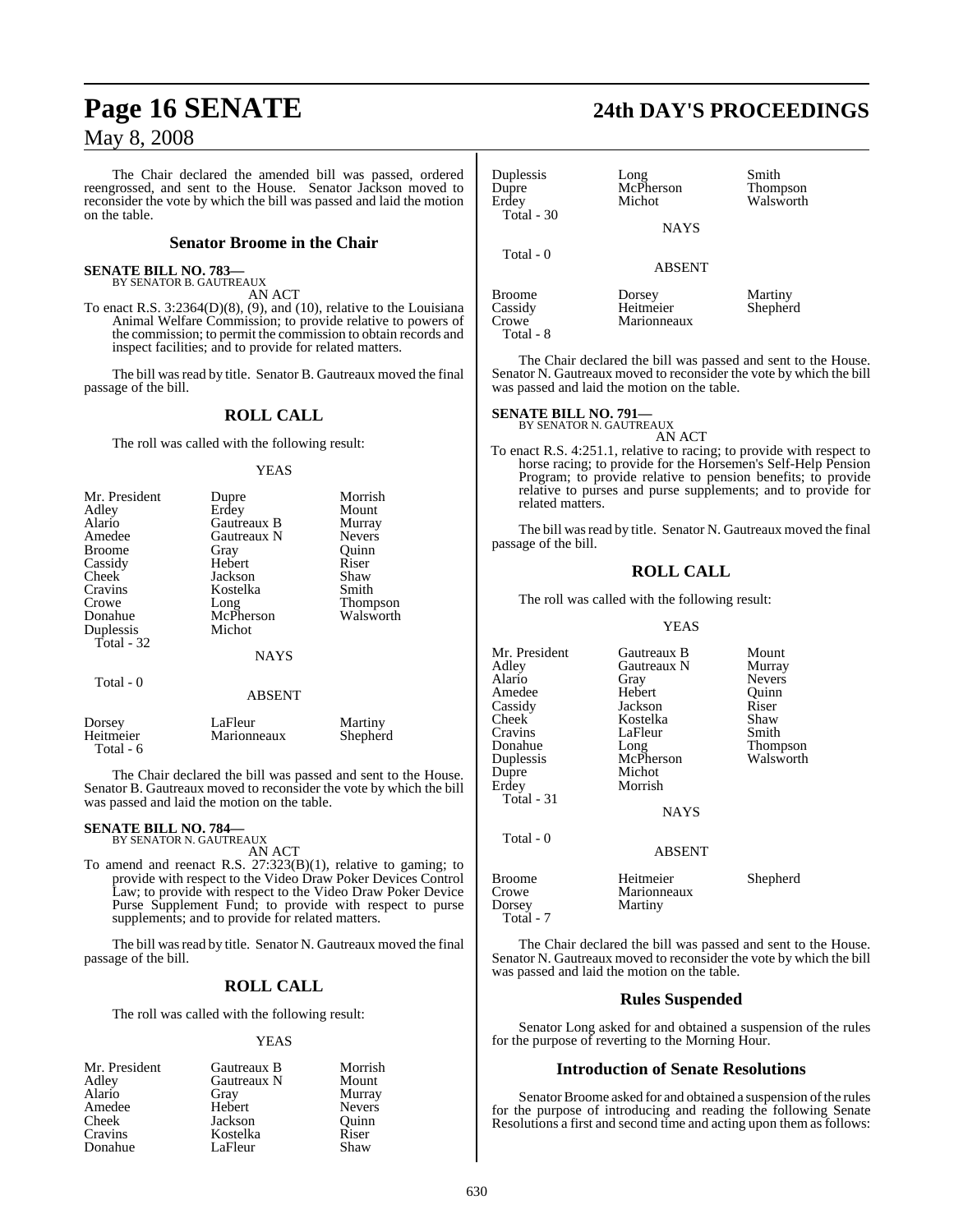The Chair declared the amended bill was passed, ordered reengrossed, and sent to the House. Senator Jackson moved to reconsider the vote by which the bill was passed and laid the motion on the table.

## Senator Broome in the Chair

**SENATE BILL NO. 783—**
BY SENATOR B. GAUTREAUX
AN ACT

To enact R.S. 3:2364(D)(8), (9), and (10), relative to the Louisiana Animal Welfare Commission; to provide relative to powers of the commission; to permit the commission to obtain records and inspect facilities; and to provide for related matters.

The bill was read by title. Senator B. Gautreaux moved the final passage of the bill.

## ROLL CALL

The roll was called with the following result:

YEAS

| | | |
|---|---|---|
| Mr. President | Dupre | Morrish |
| Adley | Erdey | Mount |
| Alario | Gautreaux B | Murray |
| Amedee | Gautreaux N | Nevers |
| Broome | Gray | Quinn |
| Cassidy | Hebert | Riser |
| Cheek | Jackson | Shaw |
| Cravins | Kostelka | Smith |
| Crowe | Long | Thompson |
| Donahue | McPherson | Walsworth |
| Duplessis | Michot | |

Total - 32

NAYS

Total - 0

ABSENT

| | | |
|---|---|---|
| Dorsey | LaFleur | Martiny |
| Heitmeier | Marionneaux | Shepherd |

Total - 6

The Chair declared the bill was passed and sent to the House. Senator B. Gautreaux moved to reconsider the vote by which the bill was passed and laid the motion on the table.

**SENATE BILL NO. 784—**
BY SENATOR N. GAUTREAUX
AN ACT

To amend and reenact R.S. 27:323(B)(1), relative to gaming; to provide with respect to the Video Draw Poker Devices Control Law; to provide with respect to the Video Draw Poker Device Purse Supplement Fund; to provide with respect to purse supplements; and to provide for related matters.

The bill was read by title. Senator N. Gautreaux moved the final passage of the bill.

## ROLL CALL

The roll was called with the following result:

YEAS

| | | |
|---|---|---|
| Mr. President | Gautreaux B | Morrish |
| Adley | Gautreaux N | Mount |
| Alario | Gray | Murray |
| Amedee | Hebert | Nevers |
| Cheek | Jackson | Quinn |
| Cravins | Kostelka | Riser |
| Donahue | LaFleur | Shaw |
| Duplessis | Long | Smith |
| Dupre | McPherson | Thompson |
| Erdey | Michot | Walsworth |

Total - 30

NAYS

Total - 0

ABSENT

| | | |
|---|---|---|
| Broome | Dorsey | Martiny |
| Cassidy | Heitmeier | Shepherd |
| Crowe | Marionneaux | |

Total - 8

The Chair declared the bill was passed and sent to the House. Senator N. Gautreaux moved to reconsider the vote by which the bill was passed and laid the motion on the table.

**SENATE BILL NO. 791—**
BY SENATOR N. GAUTREAUX
AN ACT

To enact R.S. 4:251.1, relative to racing; to provide with respect to horse racing; to provide for the Horsemen's Self-Help Pension Program; to provide relative to pension benefits; to provide relative to purses and purse supplements; and to provide for related matters.

The bill was read by title. Senator N. Gautreaux moved the final passage of the bill.

## ROLL CALL

The roll was called with the following result:

YEAS

| | | |
|---|---|---|
| Mr. President | Gautreaux B | Mount |
| Adley | Gautreaux N | Murray |
| Alario | Gray | Nevers |
| Amedee | Hebert | Quinn |
| Cassidy | Jackson | Riser |
| Cheek | Kostelka | Shaw |
| Cravins | LaFleur | Smith |
| Donahue | Long | Thompson |
| Duplessis | McPherson | Walsworth |
| Dupre | Michot | |
| Erdey | Morrish | |

Total - 31

NAYS

Total - 0

ABSENT

| | | |
|---|---|---|
| Broome | Heitmeier | Shepherd |
| Crowe | Marionneaux | |
| Dorsey | Martiny | |

Total - 7

The Chair declared the bill was passed and sent to the House. Senator N. Gautreaux moved to reconsider the vote by which the bill was passed and laid the motion on the table.

## Rules Suspended

Senator Long asked for and obtained a suspension of the rules for the purpose of reverting to the Morning Hour.

## Introduction of Senate Resolutions

Senator Broome asked for and obtained a suspension of the rules for the purpose of introducing and reading the following Senate Resolutions a first and second time and acting upon them as follows: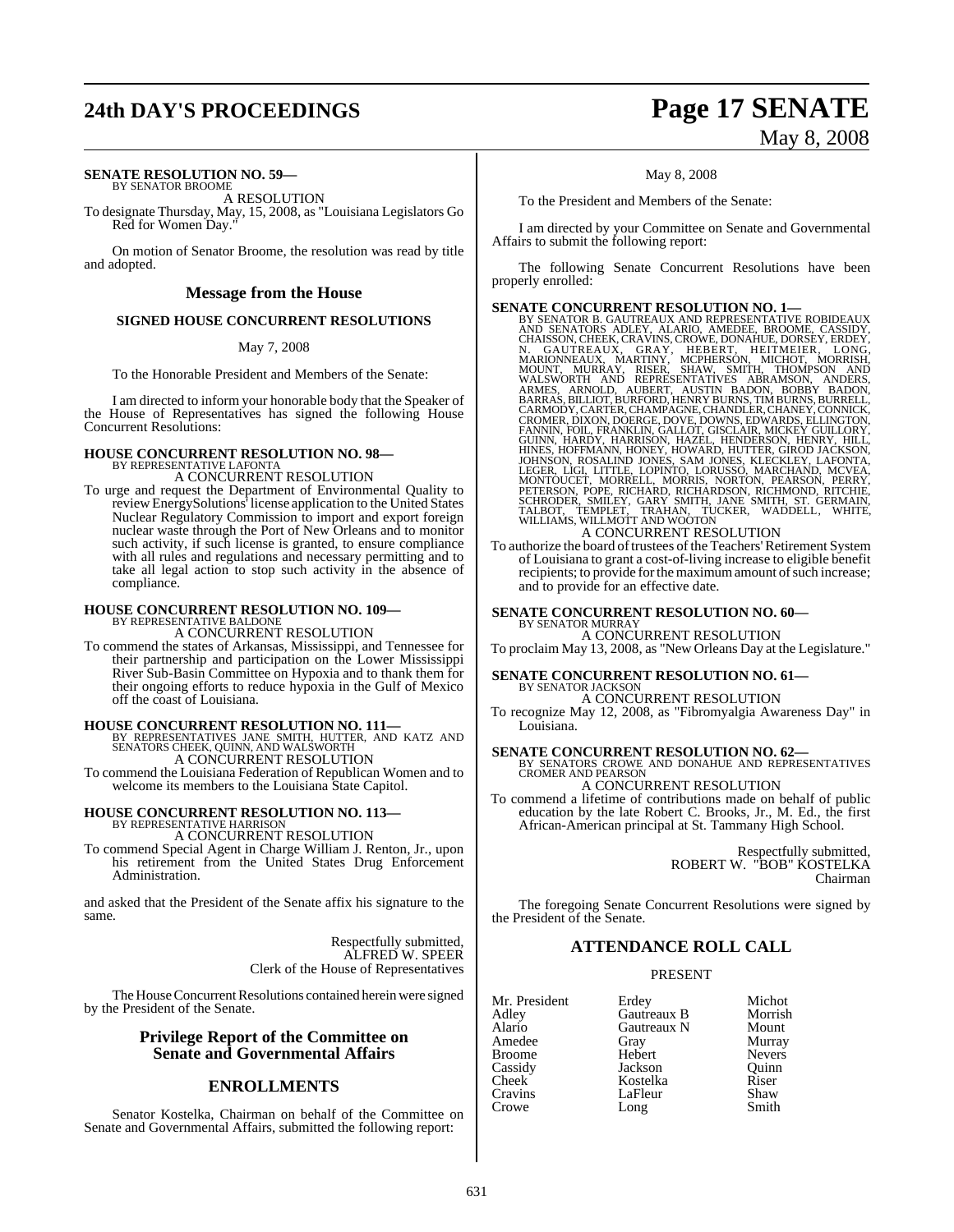**SENATE RESOLUTION NO. 59—**
BY SENATOR BROOME

A RESOLUTION

To designate Thursday, May, 15, 2008, as "Louisiana Legislators Go Red for Women Day."

On motion of Senator Broome, the resolution was read by title and adopted.

## Message from the House

### SIGNED HOUSE CONCURRENT RESOLUTIONS

May 7, 2008

To the Honorable President and Members of the Senate:

I am directed to inform your honorable body that the Speaker of the House of Representatives has signed the following House Concurrent Resolutions:

**HOUSE CONCURRENT RESOLUTION NO. 98—**
BY REPRESENTATIVE LAFONTA

A CONCURRENT RESOLUTION

To urge and request the Department of Environmental Quality to review EnergySolutions' license application to the United States Nuclear Regulatory Commission to import and export foreign nuclear waste through the Port of New Orleans and to monitor such activity, if such license is granted, to ensure compliance with all rules and regulations and necessary permitting and to take all legal action to stop such activity in the absence of compliance.

**HOUSE CONCURRENT RESOLUTION NO. 109—**
BY REPRESENTATIVE BALDONE

A CONCURRENT RESOLUTION

To commend the states of Arkansas, Mississippi, and Tennessee for their partnership and participation on the Lower Mississippi River Sub-Basin Committee on Hypoxia and to thank them for their ongoing efforts to reduce hypoxia in the Gulf of Mexico off the coast of Louisiana.

**HOUSE CONCURRENT RESOLUTION NO. 111—**
BY REPRESENTATIVES JANE SMITH, HUTTER, AND KATZ AND SENATORS CHEEK, QUINN, AND WALSWORTH

A CONCURRENT RESOLUTION

To commend the Louisiana Federation of Republican Women and to welcome its members to the Louisiana State Capitol.

**HOUSE CONCURRENT RESOLUTION NO. 113—**
BY REPRESENTATIVE HARRISON

A CONCURRENT RESOLUTION

To commend Special Agent in Charge William J. Renton, Jr., upon his retirement from the United States Drug Enforcement Administration.

and asked that the President of the Senate affix his signature to the same.

Respectfully submitted,
ALFRED W. SPEER
Clerk of the House of Representatives

The House Concurrent Resolutions contained herein were signed by the President of the Senate.

## Privilege Report of the Committee on Senate and Governmental Affairs

## ENROLLMENTS

Senator Kostelka, Chairman on behalf of the Committee on Senate and Governmental Affairs, submitted the following report:

May 8, 2008

To the President and Members of the Senate:

I am directed by your Committee on Senate and Governmental Affairs to submit the following report:

The following Senate Concurrent Resolutions have been properly enrolled:

**SENATE CONCURRENT RESOLUTION NO. 1—**
BY SENATOR B. GAUTREAUX AND REPRESENTATIVE ROBIDEAUX AND SENATORS ADLEY, ALARIO, AMEDEE, BROOME, CASSIDY, CHAISSON, CHEEK, CRAVINS, CROWE, DONAHUE, DORSEY, ERDEY, N. GAUTREAUX, GRAY, HEBERT, HEITMEIER, LONG, MARIONNEAUX, MARTINY, MCPHERSON, MICHOT, MORRISH, MOUNT, MURRAY, RISER, SHAW, SMITH, THOMPSON AND WALSWORTH AND REPRESENTATIVES ABRAMSON, ANDERS, ARMES, ARNOLD, AUBERT, AUSTIN BADON, BOBBY BADON, BARRAS, BILLIOT, BURFORD, HENRY BURNS, TIM BURNS, BURRELL, CARMODY, CARTER, CHAMPAGNE, CHANDLER, CHANEY, CONNICK, CROMER, DIXON, DOERGE, DOVE, DOWNS, EDWARDS, ELLINGTON, FANNIN, FOIL, FRANKLIN, GALLOT, GISCLAIR, MICKEY GUILLORY, GUINN, HARDY, HARRISON, HAZEL, HENDERSON, HENRY, HILL, HINES, HOFFMANN, HONEY, HOWARD, HUTTER, GIROD JACKSON, JOHNSON, ROSALIND JONES, SAM JONES, KLECKLEY, LAFONTA, LEGER, LIGI, LITTLE, LOPINTO, LORUSSO, MARCHAND, MCVEA, MONTOUCET, MORRELL, MORRIS, NORTON, PEARSON, PERRY, PETERSON, POPE, RICHARD, RICHARDSON, RICHMOND, RITCHIE, SCHRODER, SMILEY, GARY SMITH, JANE SMITH, ST. GERMAIN, TALBOT, TEMPLET, TRAHAN, TUCKER, WADDELL, WHITE, WILLIAMS, WILLMOTT AND WOOTON

A CONCURRENT RESOLUTION

To authorize the board of trustees of the Teachers' Retirement System of Louisiana to grant a cost-of-living increase to eligible benefit recipients; to provide for the maximum amount of such increase; and to provide for an effective date.

**SENATE CONCURRENT RESOLUTION NO. 60—**
BY SENATOR MURRAY

A CONCURRENT RESOLUTION

To proclaim May 13, 2008, as "New Orleans Day at the Legislature."

**SENATE CONCURRENT RESOLUTION NO. 61—**
BY SENATOR JACKSON

A CONCURRENT RESOLUTION

To recognize May 12, 2008, as "Fibromyalgia Awareness Day" in Louisiana.

**SENATE CONCURRENT RESOLUTION NO. 62—**
BY SENATORS CROWE AND DONAHUE AND REPRESENTATIVES CROMER AND PEARSON

A CONCURRENT RESOLUTION

To commend a lifetime of contributions made on behalf of public education by the late Robert C. Brooks, Jr., M. Ed., the first African-American principal at St. Tammany High School.

Respectfully submitted,
ROBERT W. "BOB" KOSTELKA
Chairman

The foregoing Senate Concurrent Resolutions were signed by the President of the Senate.

## ATTENDANCE ROLL CALL

PRESENT

| | | |
|---|---|---|
| Mr. President | Erdey | Michot |
| Adley | Gautreaux B | Morrish |
| Alario | Gautreaux N | Mount |
| Amedee | Gray | Murray |
| Broome | Hebert | Nevers |
| Cassidy | Jackson | Quinn |
| Cheek | Kostelka | Riser |
| Cravins | LaFleur | Shaw |
| Crowe | Long | Smith |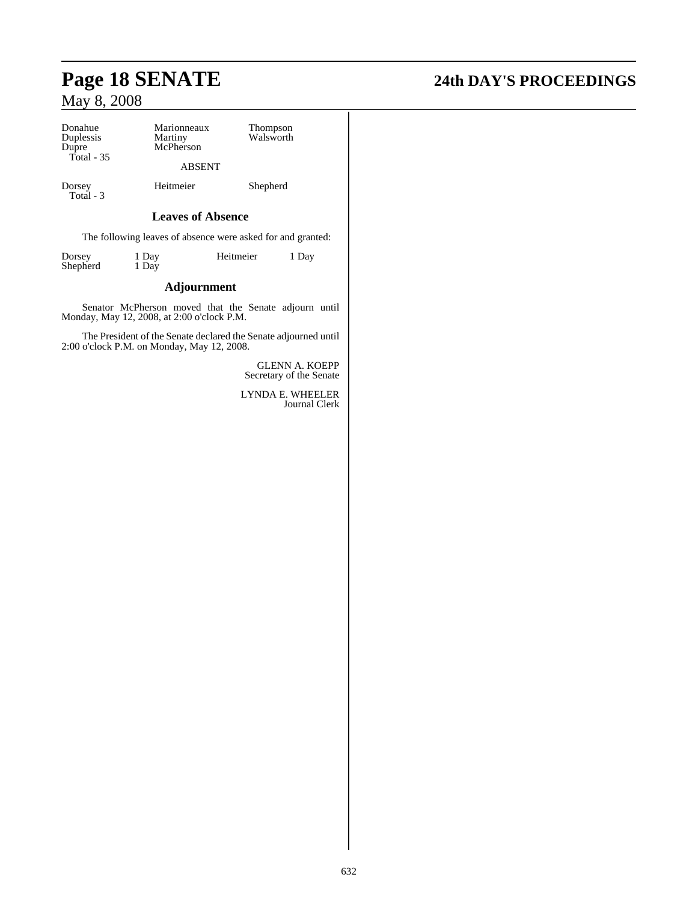| | | |
|---|---|---|
| Donahue | Marionneaux | Thompson |
| Duplessis | Martiny | Walsworth |
| Dupre | McPherson | |

Total - 35

ABSENT

| | | |
|---|---|---|
| Dorsey | Heitmeier | Shepherd |

Total - 3

### Leaves of Absence

The following leaves of absence were asked for and granted:

| | | | |
|---|---|---|---|
| Dorsey | 1 Day | Heitmeier | 1 Day |
| Shepherd | 1 Day | | |

### Adjournment

Senator McPherson moved that the Senate adjourn until Monday, May 12, 2008, at 2:00 o'clock P.M.

The President of the Senate declared the Senate adjourned until 2:00 o'clock P.M. on Monday, May 12, 2008.

GLENN A. KOEPP
Secretary of the Senate

LYNDA E. WHEELER
Journal Clerk